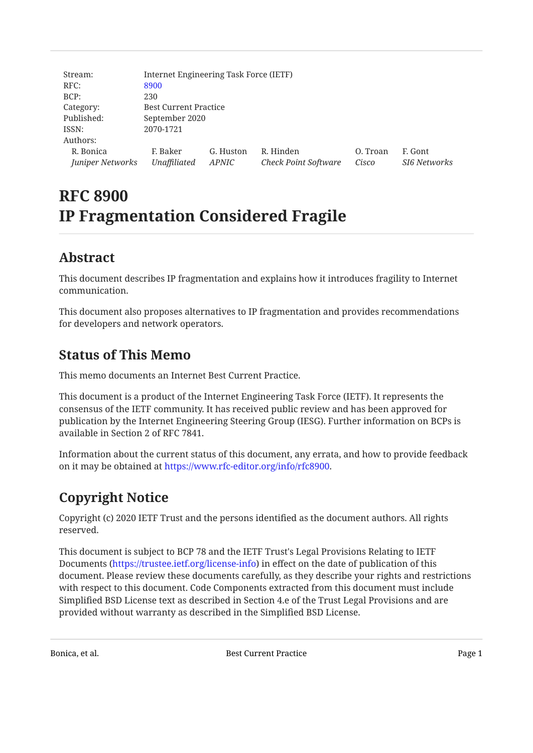| | |
|---|---|
| Stream: | Internet Engineering Task Force (IETF) |
| RFC: | 8900 |
| BCP: | 230 |
| Category: | Best Current Practice |
| Published: | September 2020 |
| ISSN: | 2070-1721 |
| Authors: | |

| R. Bonica | F. Baker | G. Huston | R. Hinden | O. Troan | F. Gont |
|---|---|---|---|---|---|
| *Juniper Networks* | *Unaffiliated* | *APNIC* | *Check Point Software* | *Cisco* | *SI6 Networks* |

# RFC 8900
# IP Fragmentation Considered Fragile

## Abstract

This document describes IP fragmentation and explains how it introduces fragility to Internet communication.

This document also proposes alternatives to IP fragmentation and provides recommendations for developers and network operators.

## Status of This Memo

This memo documents an Internet Best Current Practice.

This document is a product of the Internet Engineering Task Force (IETF). It represents the consensus of the IETF community. It has received public review and has been approved for publication by the Internet Engineering Steering Group (IESG). Further information on BCPs is available in Section 2 of RFC 7841.

Information about the current status of this document, any errata, and how to provide feedback on it may be obtained at https://www.rfc-editor.org/info/rfc8900.

## Copyright Notice

Copyright (c) 2020 IETF Trust and the persons identified as the document authors. All rights reserved.

This document is subject to BCP 78 and the IETF Trust's Legal Provisions Relating to IETF Documents (https://trustee.ietf.org/license-info) in effect on the date of publication of this document. Please review these documents carefully, as they describe your rights and restrictions with respect to this document. Code Components extracted from this document must include Simplified BSD License text as described in Section 4.e of the Trust Legal Provisions and are provided without warranty as described in the Simplified BSD License.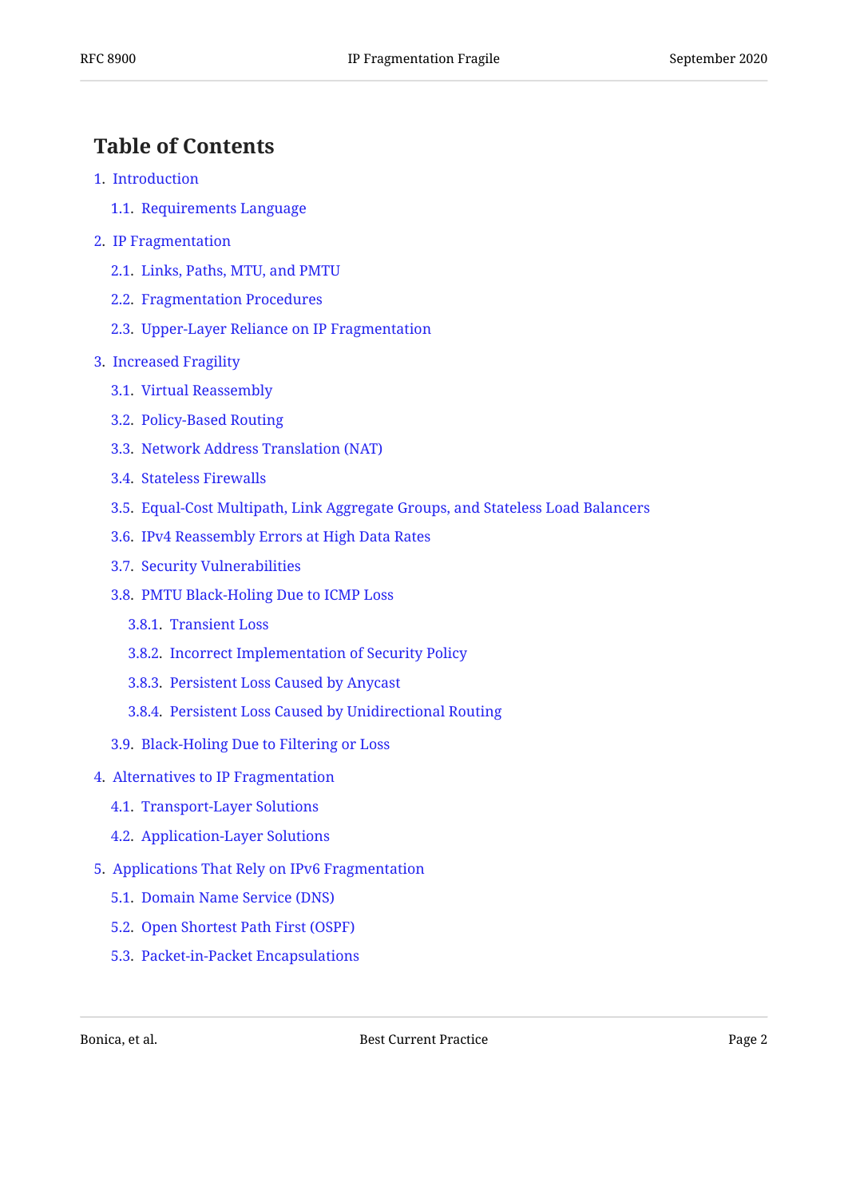## Table of Contents

1. Introduction
   - 1.1. Requirements Language
2. IP Fragmentation
   - 2.1. Links, Paths, MTU, and PMTU
   - 2.2. Fragmentation Procedures
   - 2.3. Upper-Layer Reliance on IP Fragmentation
3. Increased Fragility
   - 3.1. Virtual Reassembly
   - 3.2. Policy-Based Routing
   - 3.3. Network Address Translation (NAT)
   - 3.4. Stateless Firewalls
   - 3.5. Equal-Cost Multipath, Link Aggregate Groups, and Stateless Load Balancers
   - 3.6. IPv4 Reassembly Errors at High Data Rates
   - 3.7. Security Vulnerabilities
   - 3.8. PMTU Black-Holing Due to ICMP Loss
     - 3.8.1. Transient Loss
     - 3.8.2. Incorrect Implementation of Security Policy
     - 3.8.3. Persistent Loss Caused by Anycast
     - 3.8.4. Persistent Loss Caused by Unidirectional Routing
   - 3.9. Black-Holing Due to Filtering or Loss
4. Alternatives to IP Fragmentation
   - 4.1. Transport-Layer Solutions
   - 4.2. Application-Layer Solutions
5. Applications That Rely on IPv6 Fragmentation
   - 5.1. Domain Name Service (DNS)
   - 5.2. Open Shortest Path First (OSPF)
   - 5.3. Packet-in-Packet Encapsulations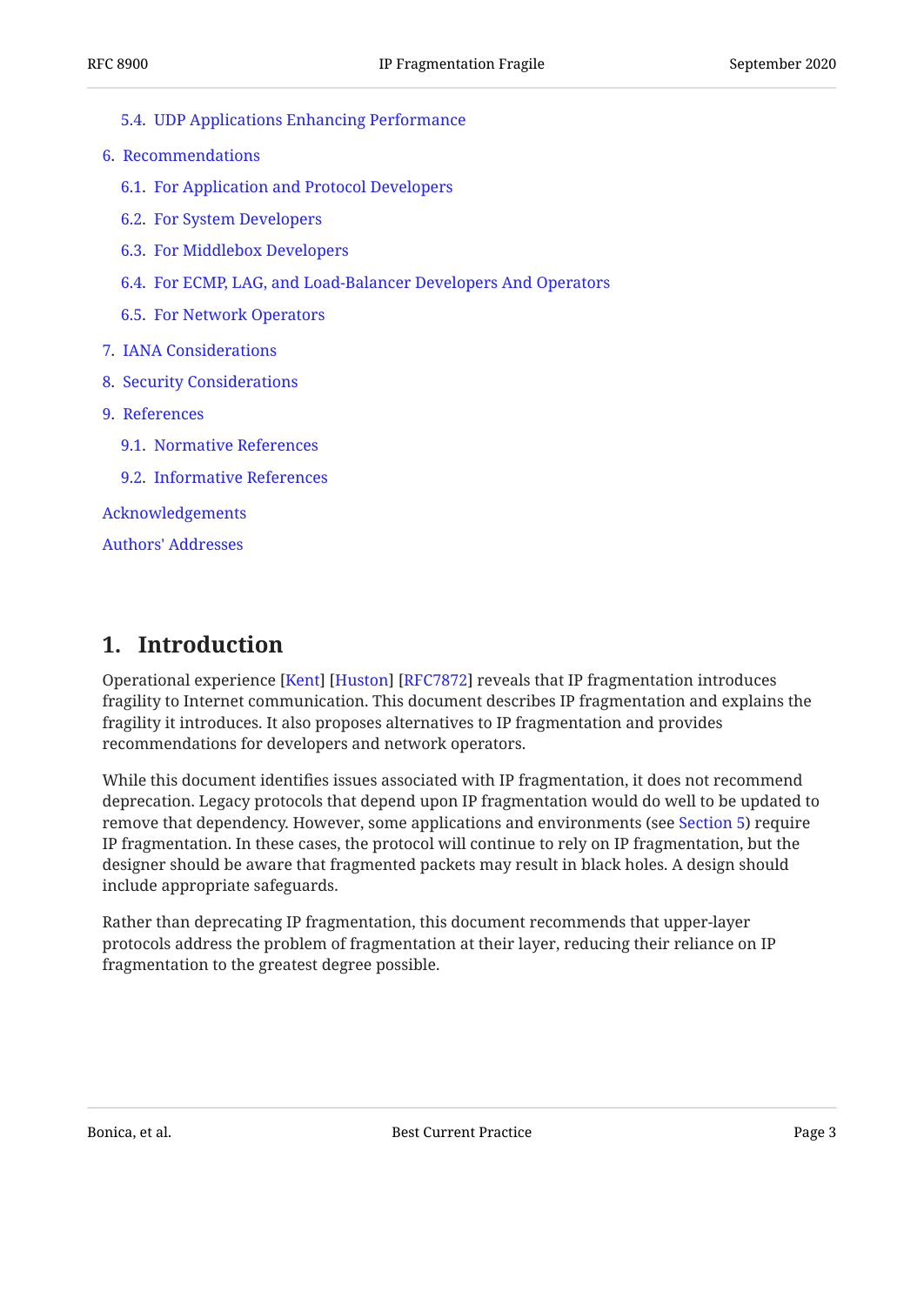- 5.4. UDP Applications Enhancing Performance
- 6. Recommendations
  - 6.1. For Application and Protocol Developers
  - 6.2. For System Developers
  - 6.3. For Middlebox Developers
  - 6.4. For ECMP, LAG, and Load-Balancer Developers And Operators
  - 6.5. For Network Operators
- 7. IANA Considerations
- 8. Security Considerations
- 9. References
  - 9.1. Normative References
  - 9.2. Informative References
- Acknowledgements
- Authors' Addresses

## 1. Introduction

Operational experience [Kent] [Huston] [RFC7872] reveals that IP fragmentation introduces fragility to Internet communication. This document describes IP fragmentation and explains the fragility it introduces. It also proposes alternatives to IP fragmentation and provides recommendations for developers and network operators.

While this document identifies issues associated with IP fragmentation, it does not recommend deprecation. Legacy protocols that depend upon IP fragmentation would do well to be updated to remove that dependency. However, some applications and environments (see Section 5) require IP fragmentation. In these cases, the protocol will continue to rely on IP fragmentation, but the designer should be aware that fragmented packets may result in black holes. A design should include appropriate safeguards.

Rather than deprecating IP fragmentation, this document recommends that upper-layer protocols address the problem of fragmentation at their layer, reducing their reliance on IP fragmentation to the greatest degree possible.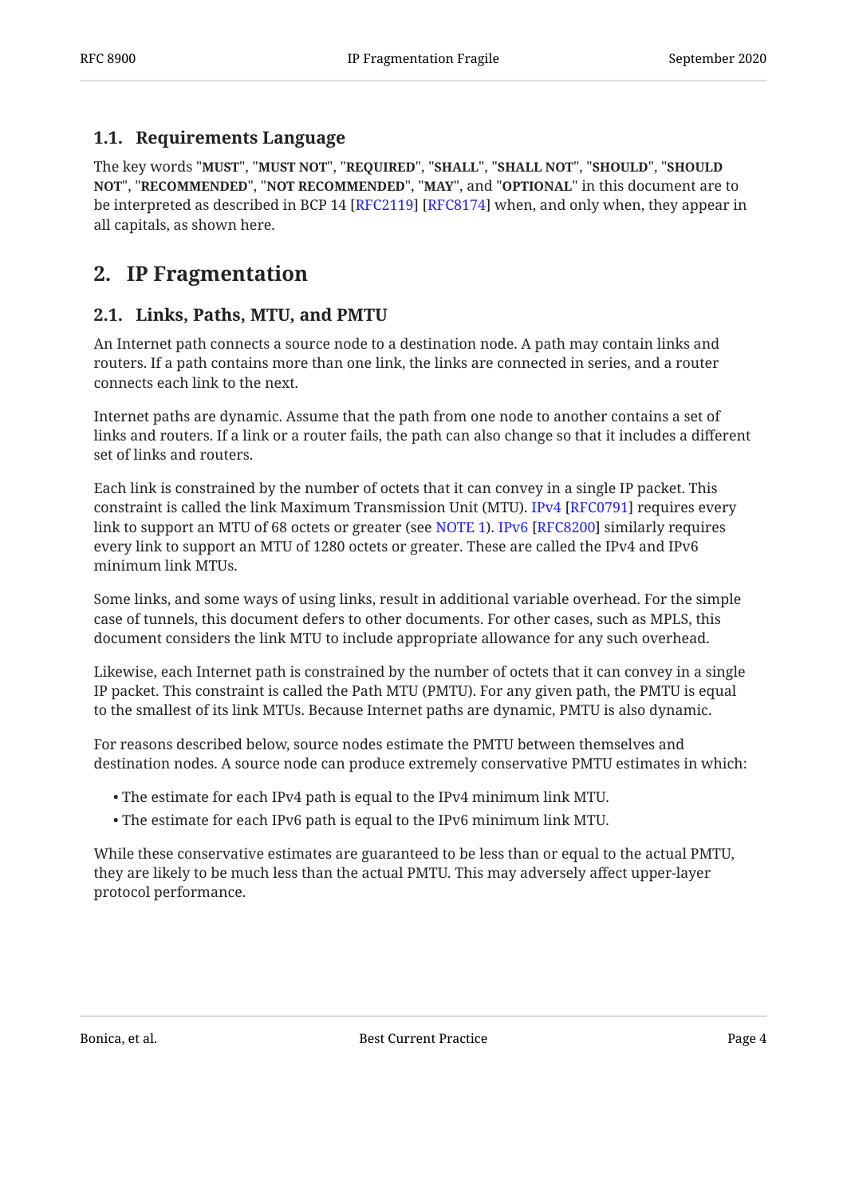### 1.1. Requirements Language

The key words "**MUST**", "**MUST NOT**", "**REQUIRED**", "**SHALL**", "**SHALL NOT**", "**SHOULD**", "**SHOULD NOT**", "**RECOMMENDED**", "**NOT RECOMMENDED**", "**MAY**", and "**OPTIONAL**" in this document are to be interpreted as described in BCP 14 [RFC2119] [RFC8174] when, and only when, they appear in all capitals, as shown here.

## 2. IP Fragmentation

### 2.1. Links, Paths, MTU, and PMTU

An Internet path connects a source node to a destination node. A path may contain links and routers. If a path contains more than one link, the links are connected in series, and a router connects each link to the next.

Internet paths are dynamic. Assume that the path from one node to another contains a set of links and routers. If a link or a router fails, the path can also change so that it includes a different set of links and routers.

Each link is constrained by the number of octets that it can convey in a single IP packet. This constraint is called the link Maximum Transmission Unit (MTU). IPv4 [RFC0791] requires every link to support an MTU of 68 octets or greater (see NOTE 1). IPv6 [RFC8200] similarly requires every link to support an MTU of 1280 octets or greater. These are called the IPv4 and IPv6 minimum link MTUs.

Some links, and some ways of using links, result in additional variable overhead. For the simple case of tunnels, this document defers to other documents. For other cases, such as MPLS, this document considers the link MTU to include appropriate allowance for any such overhead.

Likewise, each Internet path is constrained by the number of octets that it can convey in a single IP packet. This constraint is called the Path MTU (PMTU). For any given path, the PMTU is equal to the smallest of its link MTUs. Because Internet paths are dynamic, PMTU is also dynamic.

For reasons described below, source nodes estimate the PMTU between themselves and destination nodes. A source node can produce extremely conservative PMTU estimates in which:

- The estimate for each IPv4 path is equal to the IPv4 minimum link MTU.
- The estimate for each IPv6 path is equal to the IPv6 minimum link MTU.

While these conservative estimates are guaranteed to be less than or equal to the actual PMTU, they are likely to be much less than the actual PMTU. This may adversely affect upper-layer protocol performance.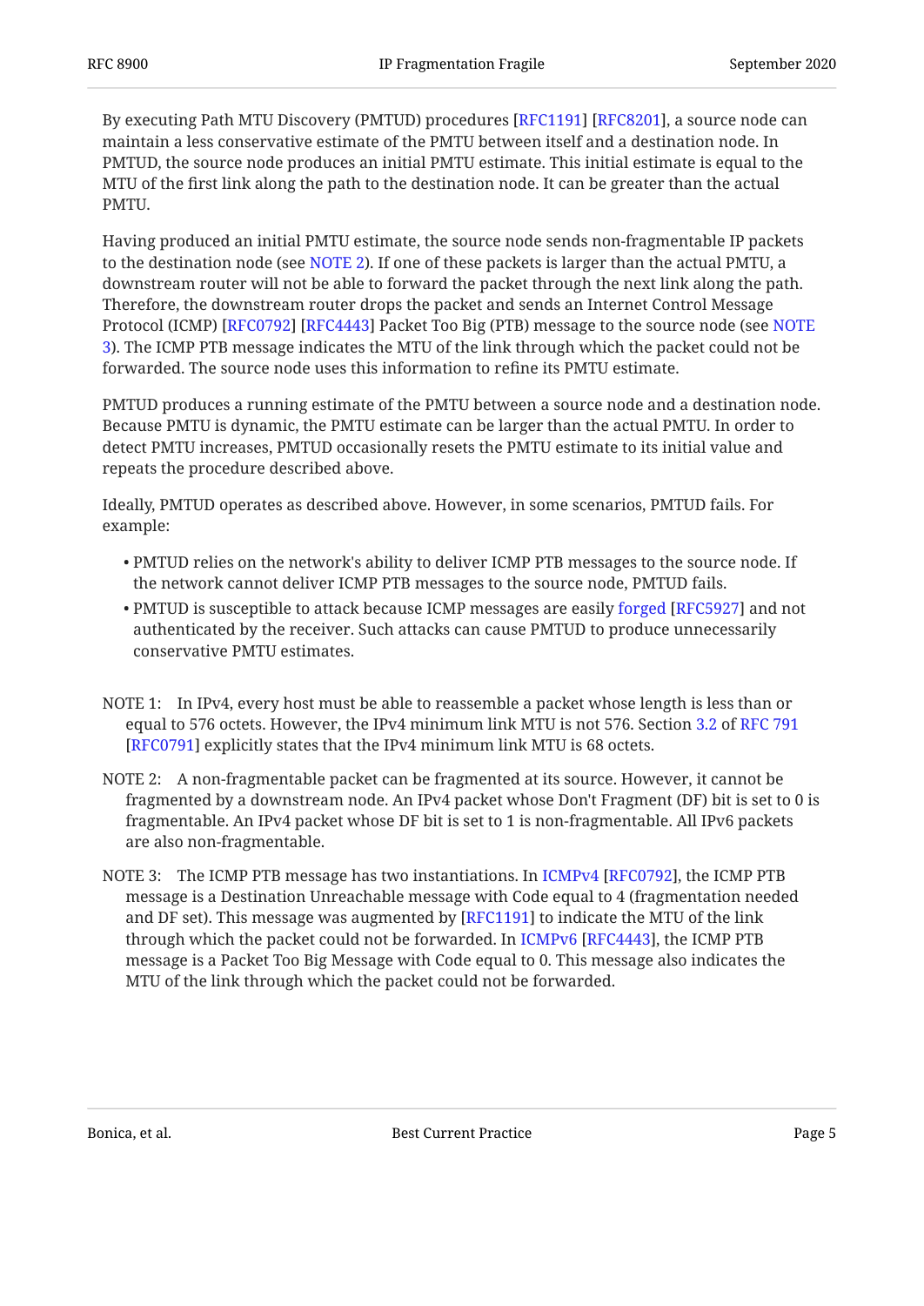By executing Path MTU Discovery (PMTUD) procedures [RFC1191] [RFC8201], a source node can maintain a less conservative estimate of the PMTU between itself and a destination node. In PMTUD, the source node produces an initial PMTU estimate. This initial estimate is equal to the MTU of the first link along the path to the destination node. It can be greater than the actual PMTU.

Having produced an initial PMTU estimate, the source node sends non-fragmentable IP packets to the destination node (see NOTE 2). If one of these packets is larger than the actual PMTU, a downstream router will not be able to forward the packet through the next link along the path. Therefore, the downstream router drops the packet and sends an Internet Control Message Protocol (ICMP) [RFC0792] [RFC4443] Packet Too Big (PTB) message to the source node (see NOTE 3). The ICMP PTB message indicates the MTU of the link through which the packet could not be forwarded. The source node uses this information to refine its PMTU estimate.

PMTUD produces a running estimate of the PMTU between a source node and a destination node. Because PMTU is dynamic, the PMTU estimate can be larger than the actual PMTU. In order to detect PMTU increases, PMTUD occasionally resets the PMTU estimate to its initial value and repeats the procedure described above.

Ideally, PMTUD operates as described above. However, in some scenarios, PMTUD fails. For example:

- PMTUD relies on the network's ability to deliver ICMP PTB messages to the source node. If the network cannot deliver ICMP PTB messages to the source node, PMTUD fails.
- PMTUD is susceptible to attack because ICMP messages are easily forged [RFC5927] and not authenticated by the receiver. Such attacks can cause PMTUD to produce unnecessarily conservative PMTU estimates.

NOTE 1: In IPv4, every host must be able to reassemble a packet whose length is less than or equal to 576 octets. However, the IPv4 minimum link MTU is not 576. Section 3.2 of RFC 791 [RFC0791] explicitly states that the IPv4 minimum link MTU is 68 octets.

NOTE 2: A non-fragmentable packet can be fragmented at its source. However, it cannot be fragmented by a downstream node. An IPv4 packet whose Don't Fragment (DF) bit is set to 0 is fragmentable. An IPv4 packet whose DF bit is set to 1 is non-fragmentable. All IPv6 packets are also non-fragmentable.

NOTE 3: The ICMP PTB message has two instantiations. In ICMPv4 [RFC0792], the ICMP PTB message is a Destination Unreachable message with Code equal to 4 (fragmentation needed and DF set). This message was augmented by [RFC1191] to indicate the MTU of the link through which the packet could not be forwarded. In ICMPv6 [RFC4443], the ICMP PTB message is a Packet Too Big Message with Code equal to 0. This message also indicates the MTU of the link through which the packet could not be forwarded.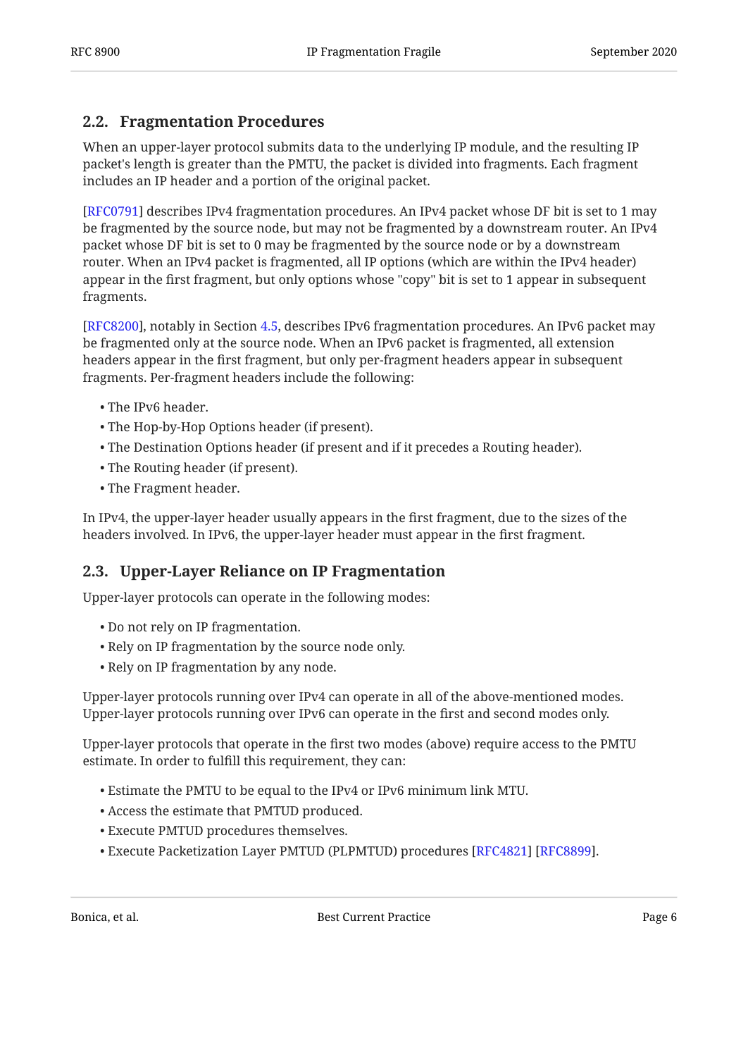### 2.2. Fragmentation Procedures

When an upper-layer protocol submits data to the underlying IP module, and the resulting IP packet's length is greater than the PMTU, the packet is divided into fragments. Each fragment includes an IP header and a portion of the original packet.

[RFC0791] describes IPv4 fragmentation procedures. An IPv4 packet whose DF bit is set to 1 may be fragmented by the source node, but may not be fragmented by a downstream router. An IPv4 packet whose DF bit is set to 0 may be fragmented by the source node or by a downstream router. When an IPv4 packet is fragmented, all IP options (which are within the IPv4 header) appear in the first fragment, but only options whose "copy" bit is set to 1 appear in subsequent fragments.

[RFC8200], notably in Section 4.5, describes IPv6 fragmentation procedures. An IPv6 packet may be fragmented only at the source node. When an IPv6 packet is fragmented, all extension headers appear in the first fragment, but only per-fragment headers appear in subsequent fragments. Per-fragment headers include the following:

- The IPv6 header.
- The Hop-by-Hop Options header (if present).
- The Destination Options header (if present and if it precedes a Routing header).
- The Routing header (if present).
- The Fragment header.

In IPv4, the upper-layer header usually appears in the first fragment, due to the sizes of the headers involved. In IPv6, the upper-layer header must appear in the first fragment.

### 2.3. Upper-Layer Reliance on IP Fragmentation

Upper-layer protocols can operate in the following modes:

- Do not rely on IP fragmentation.
- Rely on IP fragmentation by the source node only.
- Rely on IP fragmentation by any node.

Upper-layer protocols running over IPv4 can operate in all of the above-mentioned modes. Upper-layer protocols running over IPv6 can operate in the first and second modes only.

Upper-layer protocols that operate in the first two modes (above) require access to the PMTU estimate. In order to fulfill this requirement, they can:

- Estimate the PMTU to be equal to the IPv4 or IPv6 minimum link MTU.
- Access the estimate that PMTUD produced.
- Execute PMTUD procedures themselves.
- Execute Packetization Layer PMTUD (PLPMTUD) procedures [RFC4821] [RFC8899].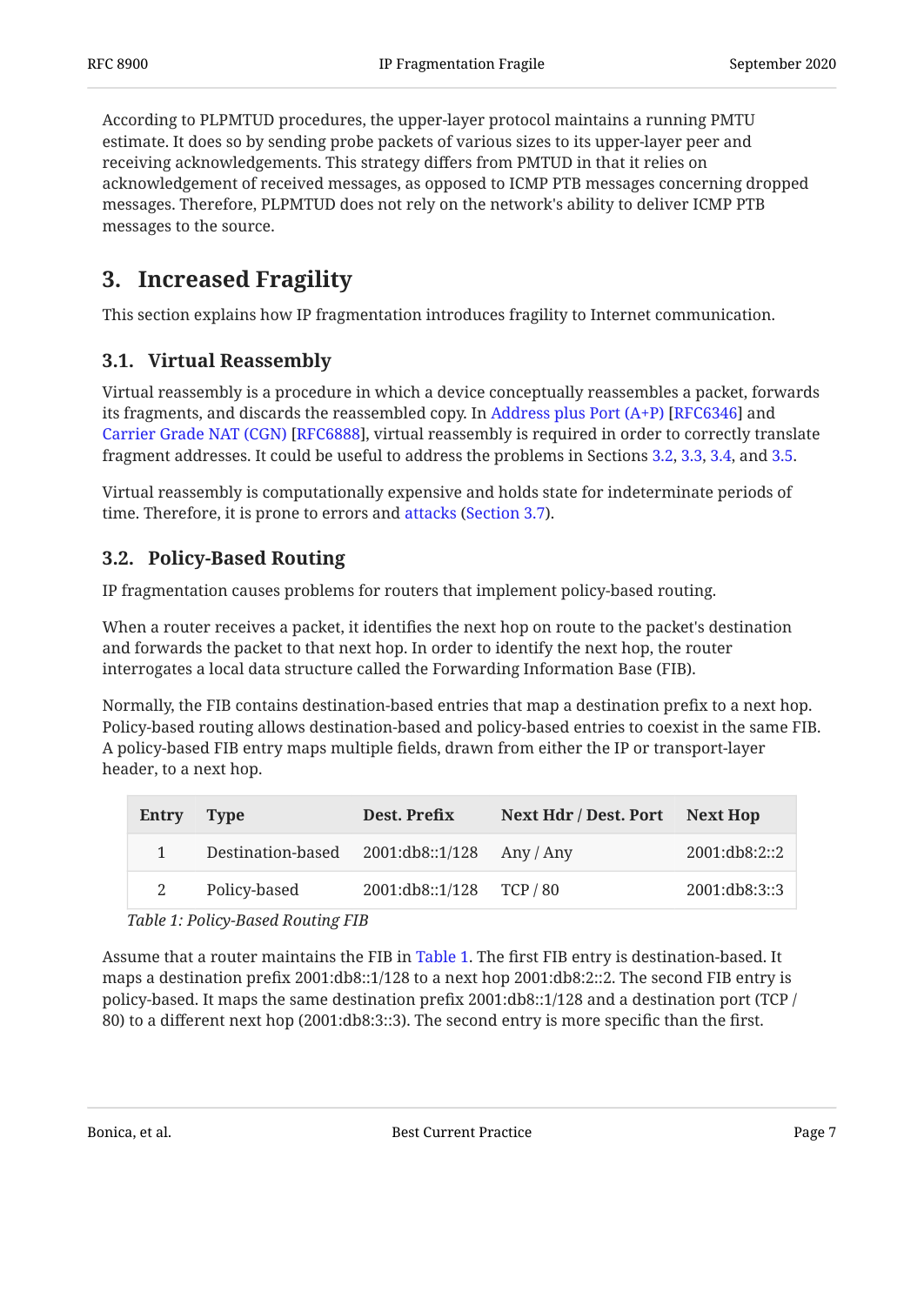According to PLPMTUD procedures, the upper-layer protocol maintains a running PMTU estimate. It does so by sending probe packets of various sizes to its upper-layer peer and receiving acknowledgements. This strategy differs from PMTUD in that it relies on acknowledgement of received messages, as opposed to ICMP PTB messages concerning dropped messages. Therefore, PLPMTUD does not rely on the network's ability to deliver ICMP PTB messages to the source.

## 3. Increased Fragility

This section explains how IP fragmentation introduces fragility to Internet communication.

### 3.1. Virtual Reassembly

Virtual reassembly is a procedure in which a device conceptually reassembles a packet, forwards its fragments, and discards the reassembled copy. In Address plus Port (A+P) [RFC6346] and Carrier Grade NAT (CGN) [RFC6888], virtual reassembly is required in order to correctly translate fragment addresses. It could be useful to address the problems in Sections 3.2, 3.3, 3.4, and 3.5.

Virtual reassembly is computationally expensive and holds state for indeterminate periods of time. Therefore, it is prone to errors and attacks (Section 3.7).

### 3.2. Policy-Based Routing

IP fragmentation causes problems for routers that implement policy-based routing.

When a router receives a packet, it identifies the next hop on route to the packet's destination and forwards the packet to that next hop. In order to identify the next hop, the router interrogates a local data structure called the Forwarding Information Base (FIB).

Normally, the FIB contains destination-based entries that map a destination prefix to a next hop. Policy-based routing allows destination-based and policy-based entries to coexist in the same FIB. A policy-based FIB entry maps multiple fields, drawn from either the IP or transport-layer header, to a next hop.

| Entry | Type | Dest. Prefix | Next Hdr / Dest. Port | Next Hop |
|---|---|---|---|---|
| 1 | Destination-based | 2001:db8::1/128 | Any / Any | 2001:db8:2::2 |
| 2 | Policy-based | 2001:db8::1/128 | TCP / 80 | 2001:db8:3::3 |

*Table 1: Policy-Based Routing FIB*

Assume that a router maintains the FIB in Table 1. The first FIB entry is destination-based. It maps a destination prefix 2001:db8::1/128 to a next hop 2001:db8:2::2. The second FIB entry is policy-based. It maps the same destination prefix 2001:db8::1/128 and a destination port (TCP / 80) to a different next hop (2001:db8:3::3). The second entry is more specific than the first.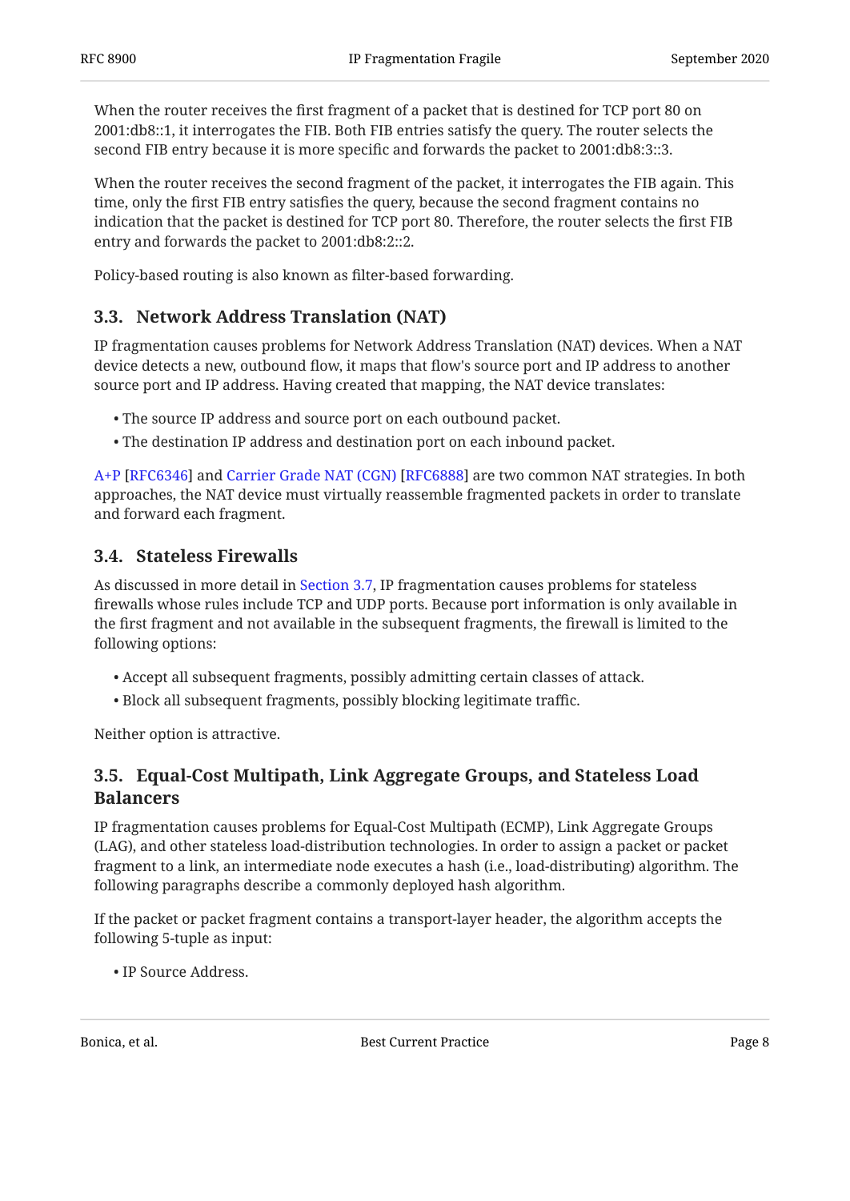When the router receives the first fragment of a packet that is destined for TCP port 80 on 2001:db8::1, it interrogates the FIB. Both FIB entries satisfy the query. The router selects the second FIB entry because it is more specific and forwards the packet to 2001:db8:3::3.

When the router receives the second fragment of the packet, it interrogates the FIB again. This time, only the first FIB entry satisfies the query, because the second fragment contains no indication that the packet is destined for TCP port 80. Therefore, the router selects the first FIB entry and forwards the packet to 2001:db8:2::2.

Policy-based routing is also known as filter-based forwarding.

### 3.3. Network Address Translation (NAT)

IP fragmentation causes problems for Network Address Translation (NAT) devices. When a NAT device detects a new, outbound flow, it maps that flow's source port and IP address to another source port and IP address. Having created that mapping, the NAT device translates:

- The source IP address and source port on each outbound packet.
- The destination IP address and destination port on each inbound packet.

A+P [RFC6346] and Carrier Grade NAT (CGN) [RFC6888] are two common NAT strategies. In both approaches, the NAT device must virtually reassemble fragmented packets in order to translate and forward each fragment.

### 3.4. Stateless Firewalls

As discussed in more detail in Section 3.7, IP fragmentation causes problems for stateless firewalls whose rules include TCP and UDP ports. Because port information is only available in the first fragment and not available in the subsequent fragments, the firewall is limited to the following options:

- Accept all subsequent fragments, possibly admitting certain classes of attack.
- Block all subsequent fragments, possibly blocking legitimate traffic.

Neither option is attractive.

### 3.5. Equal-Cost Multipath, Link Aggregate Groups, and Stateless Load Balancers

IP fragmentation causes problems for Equal-Cost Multipath (ECMP), Link Aggregate Groups (LAG), and other stateless load-distribution technologies. In order to assign a packet or packet fragment to a link, an intermediate node executes a hash (i.e., load-distributing) algorithm. The following paragraphs describe a commonly deployed hash algorithm.

If the packet or packet fragment contains a transport-layer header, the algorithm accepts the following 5-tuple as input:

- IP Source Address.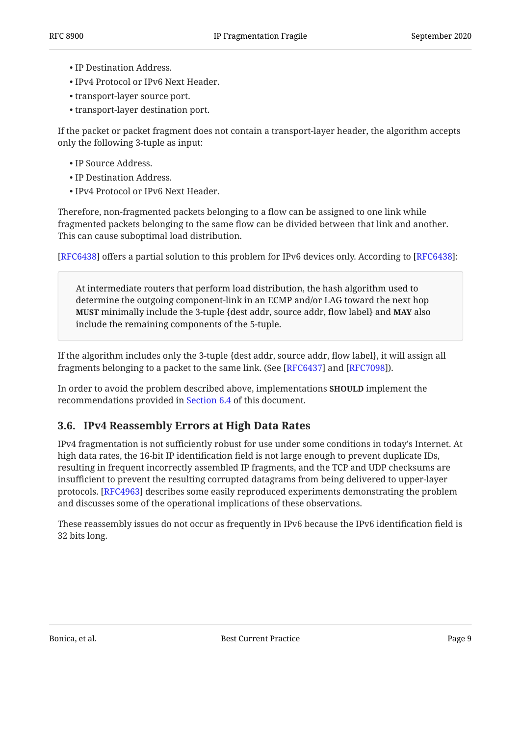- IP Destination Address.
- IPv4 Protocol or IPv6 Next Header.
- transport-layer source port.
- transport-layer destination port.

If the packet or packet fragment does not contain a transport-layer header, the algorithm accepts only the following 3-tuple as input:

- IP Source Address.
- IP Destination Address.
- IPv4 Protocol or IPv6 Next Header.

Therefore, non-fragmented packets belonging to a flow can be assigned to one link while fragmented packets belonging to the same flow can be divided between that link and another. This can cause suboptimal load distribution.

[RFC6438] offers a partial solution to this problem for IPv6 devices only. According to [RFC6438]:

> At intermediate routers that perform load distribution, the hash algorithm used to determine the outgoing component-link in an ECMP and/or LAG toward the next hop **MUST** minimally include the 3-tuple {dest addr, source addr, flow label} and **MAY** also include the remaining components of the 5-tuple.

If the algorithm includes only the 3-tuple {dest addr, source addr, flow label}, it will assign all fragments belonging to a packet to the same link. (See [RFC6437] and [RFC7098]).

In order to avoid the problem described above, implementations **SHOULD** implement the recommendations provided in Section 6.4 of this document.

### 3.6. IPv4 Reassembly Errors at High Data Rates

IPv4 fragmentation is not sufficiently robust for use under some conditions in today's Internet. At high data rates, the 16-bit IP identification field is not large enough to prevent duplicate IDs, resulting in frequent incorrectly assembled IP fragments, and the TCP and UDP checksums are insufficient to prevent the resulting corrupted datagrams from being delivered to upper-layer protocols. [RFC4963] describes some easily reproduced experiments demonstrating the problem and discusses some of the operational implications of these observations.

These reassembly issues do not occur as frequently in IPv6 because the IPv6 identification field is 32 bits long.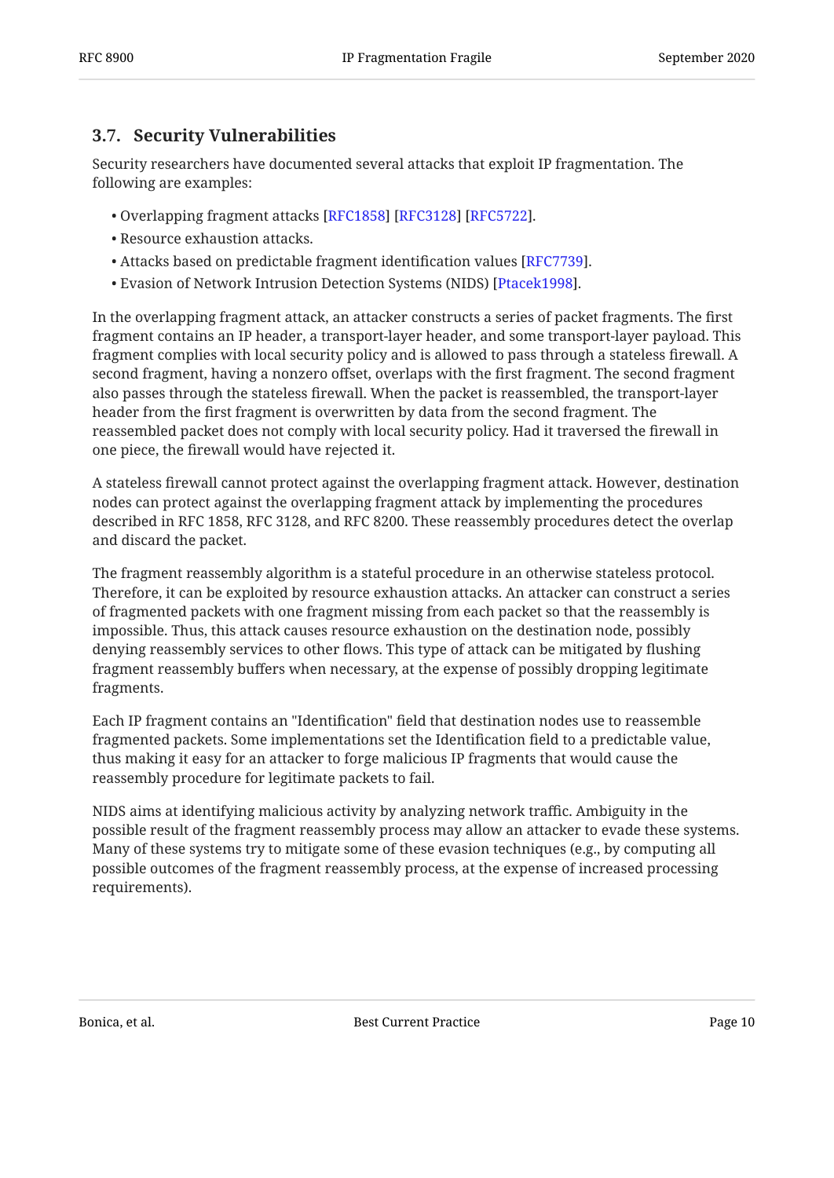### 3.7. Security Vulnerabilities

Security researchers have documented several attacks that exploit IP fragmentation. The following are examples:

- Overlapping fragment attacks [RFC1858] [RFC3128] [RFC5722].
- Resource exhaustion attacks.
- Attacks based on predictable fragment identification values [RFC7739].
- Evasion of Network Intrusion Detection Systems (NIDS) [Ptacek1998].

In the overlapping fragment attack, an attacker constructs a series of packet fragments. The first fragment contains an IP header, a transport-layer header, and some transport-layer payload. This fragment complies with local security policy and is allowed to pass through a stateless firewall. A second fragment, having a nonzero offset, overlaps with the first fragment. The second fragment also passes through the stateless firewall. When the packet is reassembled, the transport-layer header from the first fragment is overwritten by data from the second fragment. The reassembled packet does not comply with local security policy. Had it traversed the firewall in one piece, the firewall would have rejected it.

A stateless firewall cannot protect against the overlapping fragment attack. However, destination nodes can protect against the overlapping fragment attack by implementing the procedures described in RFC 1858, RFC 3128, and RFC 8200. These reassembly procedures detect the overlap and discard the packet.

The fragment reassembly algorithm is a stateful procedure in an otherwise stateless protocol. Therefore, it can be exploited by resource exhaustion attacks. An attacker can construct a series of fragmented packets with one fragment missing from each packet so that the reassembly is impossible. Thus, this attack causes resource exhaustion on the destination node, possibly denying reassembly services to other flows. This type of attack can be mitigated by flushing fragment reassembly buffers when necessary, at the expense of possibly dropping legitimate fragments.

Each IP fragment contains an "Identification" field that destination nodes use to reassemble fragmented packets. Some implementations set the Identification field to a predictable value, thus making it easy for an attacker to forge malicious IP fragments that would cause the reassembly procedure for legitimate packets to fail.

NIDS aims at identifying malicious activity by analyzing network traffic. Ambiguity in the possible result of the fragment reassembly process may allow an attacker to evade these systems. Many of these systems try to mitigate some of these evasion techniques (e.g., by computing all possible outcomes of the fragment reassembly process, at the expense of increased processing requirements).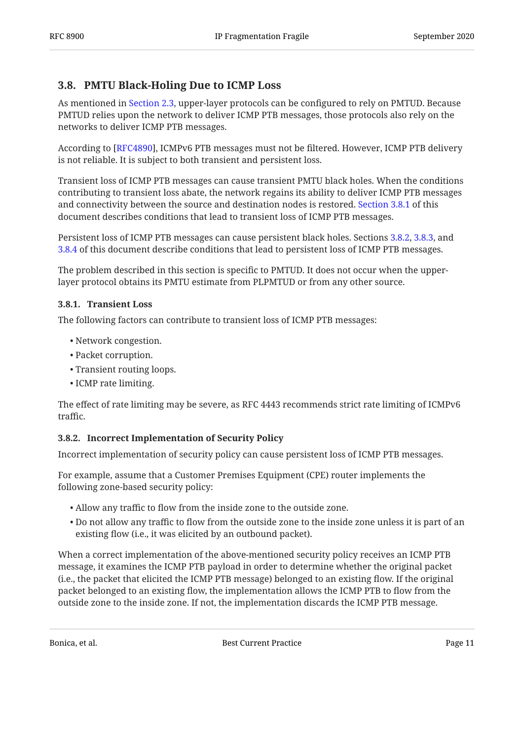### 3.8. PMTU Black-Holing Due to ICMP Loss

As mentioned in Section 2.3, upper-layer protocols can be configured to rely on PMTUD. Because PMTUD relies upon the network to deliver ICMP PTB messages, those protocols also rely on the networks to deliver ICMP PTB messages.

According to [RFC4890], ICMPv6 PTB messages must not be filtered. However, ICMP PTB delivery is not reliable. It is subject to both transient and persistent loss.

Transient loss of ICMP PTB messages can cause transient PMTU black holes. When the conditions contributing to transient loss abate, the network regains its ability to deliver ICMP PTB messages and connectivity between the source and destination nodes is restored. Section 3.8.1 of this document describes conditions that lead to transient loss of ICMP PTB messages.

Persistent loss of ICMP PTB messages can cause persistent black holes. Sections 3.8.2, 3.8.3, and 3.8.4 of this document describe conditions that lead to persistent loss of ICMP PTB messages.

The problem described in this section is specific to PMTUD. It does not occur when the upper-layer protocol obtains its PMTU estimate from PLPMTUD or from any other source.

#### 3.8.1. Transient Loss

The following factors can contribute to transient loss of ICMP PTB messages:

- Network congestion.
- Packet corruption.
- Transient routing loops.
- ICMP rate limiting.

The effect of rate limiting may be severe, as RFC 4443 recommends strict rate limiting of ICMPv6 traffic.

#### 3.8.2. Incorrect Implementation of Security Policy

Incorrect implementation of security policy can cause persistent loss of ICMP PTB messages.

For example, assume that a Customer Premises Equipment (CPE) router implements the following zone-based security policy:

- Allow any traffic to flow from the inside zone to the outside zone.
- Do not allow any traffic to flow from the outside zone to the inside zone unless it is part of an existing flow (i.e., it was elicited by an outbound packet).

When a correct implementation of the above-mentioned security policy receives an ICMP PTB message, it examines the ICMP PTB payload in order to determine whether the original packet (i.e., the packet that elicited the ICMP PTB message) belonged to an existing flow. If the original packet belonged to an existing flow, the implementation allows the ICMP PTB to flow from the outside zone to the inside zone. If not, the implementation discards the ICMP PTB message.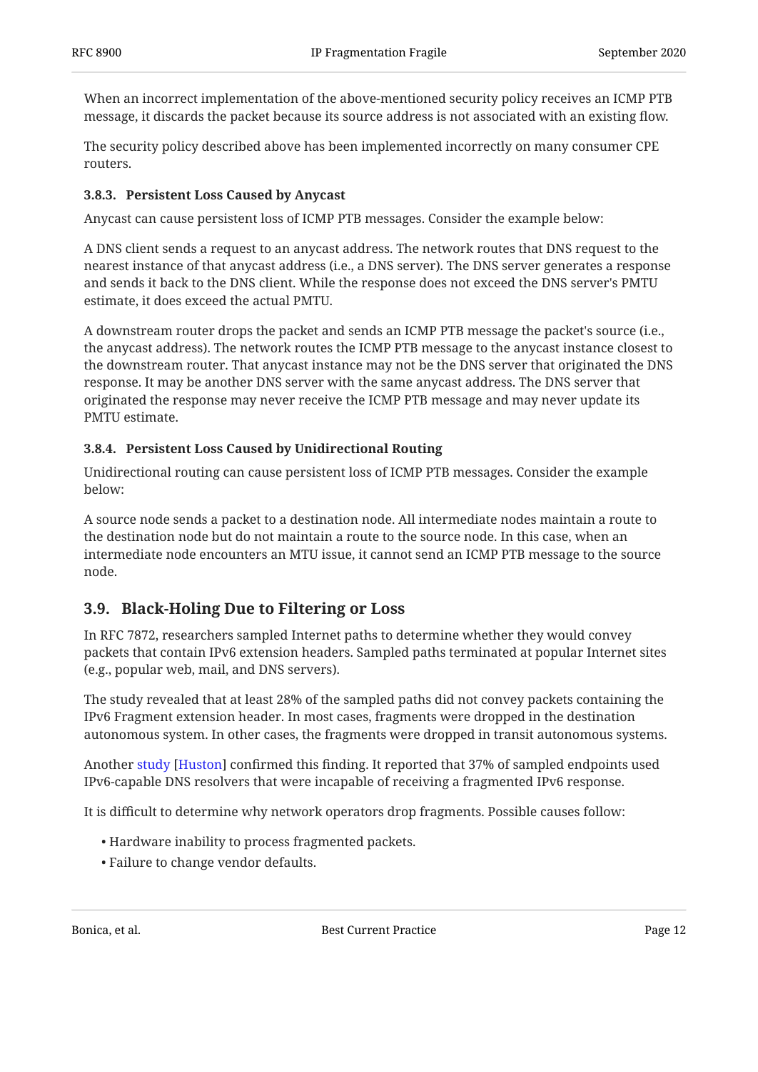When an incorrect implementation of the above-mentioned security policy receives an ICMP PTB message, it discards the packet because its source address is not associated with an existing flow.

The security policy described above has been implemented incorrectly on many consumer CPE routers.

#### 3.8.3. Persistent Loss Caused by Anycast

Anycast can cause persistent loss of ICMP PTB messages. Consider the example below:

A DNS client sends a request to an anycast address. The network routes that DNS request to the nearest instance of that anycast address (i.e., a DNS server). The DNS server generates a response and sends it back to the DNS client. While the response does not exceed the DNS server's PMTU estimate, it does exceed the actual PMTU.

A downstream router drops the packet and sends an ICMP PTB message the packet's source (i.e., the anycast address). The network routes the ICMP PTB message to the anycast instance closest to the downstream router. That anycast instance may not be the DNS server that originated the DNS response. It may be another DNS server with the same anycast address. The DNS server that originated the response may never receive the ICMP PTB message and may never update its PMTU estimate.

#### 3.8.4. Persistent Loss Caused by Unidirectional Routing

Unidirectional routing can cause persistent loss of ICMP PTB messages. Consider the example below:

A source node sends a packet to a destination node. All intermediate nodes maintain a route to the destination node but do not maintain a route to the source node. In this case, when an intermediate node encounters an MTU issue, it cannot send an ICMP PTB message to the source node.

### 3.9. Black-Holing Due to Filtering or Loss

In RFC 7872, researchers sampled Internet paths to determine whether they would convey packets that contain IPv6 extension headers. Sampled paths terminated at popular Internet sites (e.g., popular web, mail, and DNS servers).

The study revealed that at least 28% of the sampled paths did not convey packets containing the IPv6 Fragment extension header. In most cases, fragments were dropped in the destination autonomous system. In other cases, the fragments were dropped in transit autonomous systems.

Another study [Huston] confirmed this finding. It reported that 37% of sampled endpoints used IPv6-capable DNS resolvers that were incapable of receiving a fragmented IPv6 response.

It is difficult to determine why network operators drop fragments. Possible causes follow:

- Hardware inability to process fragmented packets.
- Failure to change vendor defaults.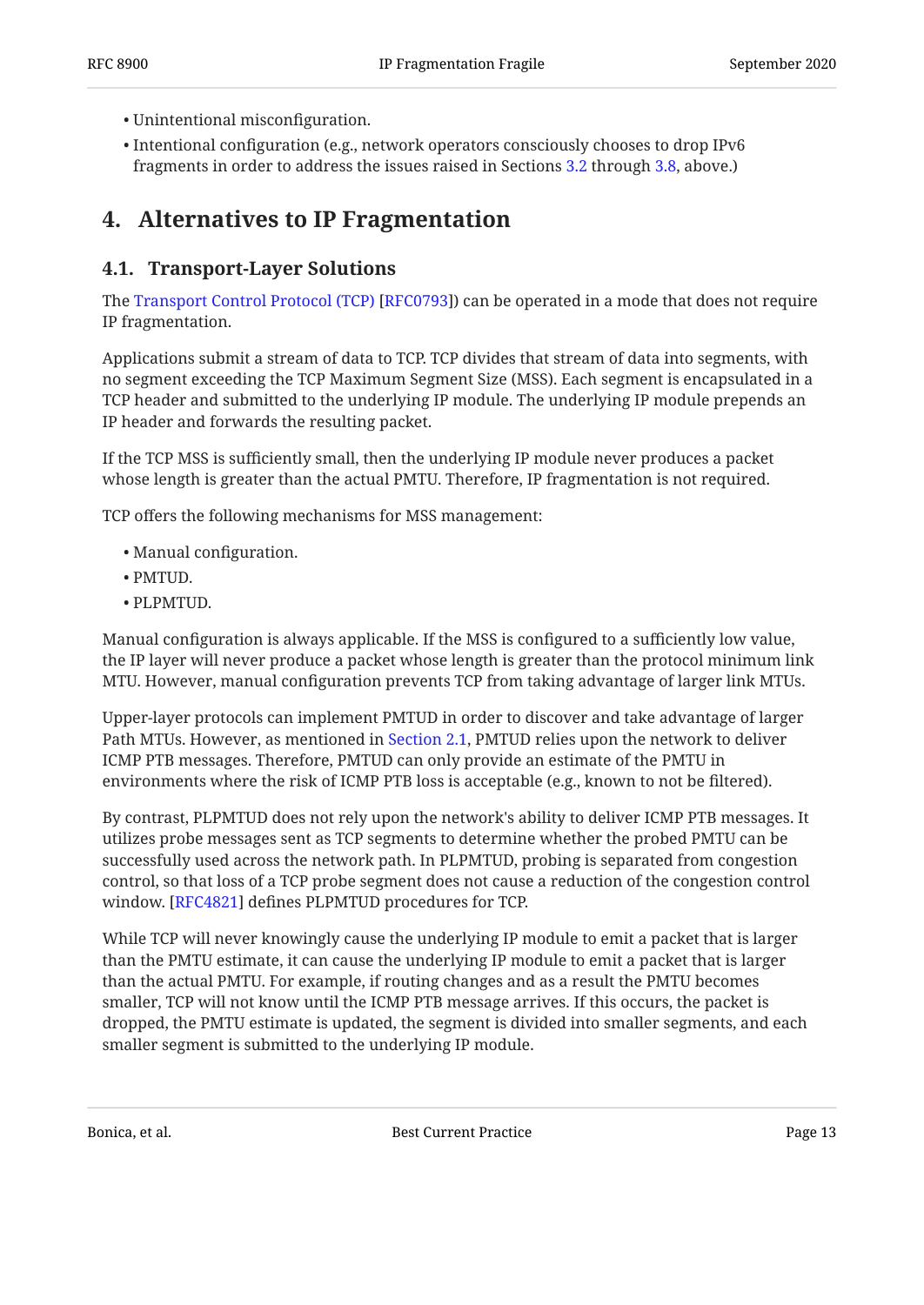- Unintentional misconfiguration.
- Intentional configuration (e.g., network operators consciously chooses to drop IPv6 fragments in order to address the issues raised in Sections 3.2 through 3.8, above.)

## 4. Alternatives to IP Fragmentation

### 4.1. Transport-Layer Solutions

The Transport Control Protocol (TCP) [RFC0793]) can be operated in a mode that does not require IP fragmentation.

Applications submit a stream of data to TCP. TCP divides that stream of data into segments, with no segment exceeding the TCP Maximum Segment Size (MSS). Each segment is encapsulated in a TCP header and submitted to the underlying IP module. The underlying IP module prepends an IP header and forwards the resulting packet.

If the TCP MSS is sufficiently small, then the underlying IP module never produces a packet whose length is greater than the actual PMTU. Therefore, IP fragmentation is not required.

TCP offers the following mechanisms for MSS management:

- Manual configuration.
- PMTUD.
- PLPMTUD.

Manual configuration is always applicable. If the MSS is configured to a sufficiently low value, the IP layer will never produce a packet whose length is greater than the protocol minimum link MTU. However, manual configuration prevents TCP from taking advantage of larger link MTUs.

Upper-layer protocols can implement PMTUD in order to discover and take advantage of larger Path MTUs. However, as mentioned in Section 2.1, PMTUD relies upon the network to deliver ICMP PTB messages. Therefore, PMTUD can only provide an estimate of the PMTU in environments where the risk of ICMP PTB loss is acceptable (e.g., known to not be filtered).

By contrast, PLPMTUD does not rely upon the network's ability to deliver ICMP PTB messages. It utilizes probe messages sent as TCP segments to determine whether the probed PMTU can be successfully used across the network path. In PLPMTUD, probing is separated from congestion control, so that loss of a TCP probe segment does not cause a reduction of the congestion control window. [RFC4821] defines PLPMTUD procedures for TCP.

While TCP will never knowingly cause the underlying IP module to emit a packet that is larger than the PMTU estimate, it can cause the underlying IP module to emit a packet that is larger than the actual PMTU. For example, if routing changes and as a result the PMTU becomes smaller, TCP will not know until the ICMP PTB message arrives. If this occurs, the packet is dropped, the PMTU estimate is updated, the segment is divided into smaller segments, and each smaller segment is submitted to the underlying IP module.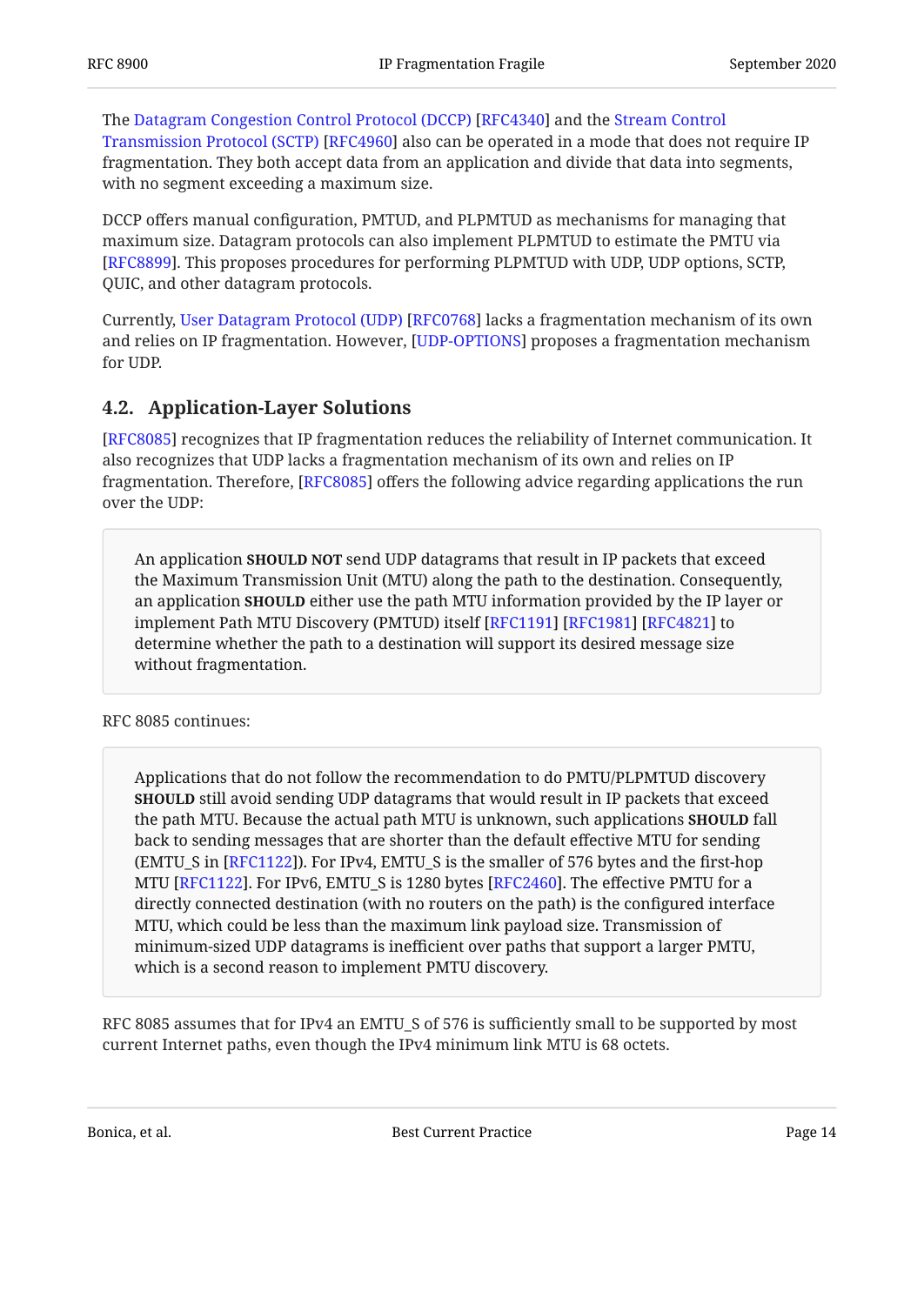The Datagram Congestion Control Protocol (DCCP) [RFC4340] and the Stream Control Transmission Protocol (SCTP) [RFC4960] also can be operated in a mode that does not require IP fragmentation. They both accept data from an application and divide that data into segments, with no segment exceeding a maximum size.

DCCP offers manual configuration, PMTUD, and PLPMTUD as mechanisms for managing that maximum size. Datagram protocols can also implement PLPMTUD to estimate the PMTU via [RFC8899]. This proposes procedures for performing PLPMTUD with UDP, UDP options, SCTP, QUIC, and other datagram protocols.

Currently, User Datagram Protocol (UDP) [RFC0768] lacks a fragmentation mechanism of its own and relies on IP fragmentation. However, [UDP-OPTIONS] proposes a fragmentation mechanism for UDP.

### 4.2. Application-Layer Solutions

[RFC8085] recognizes that IP fragmentation reduces the reliability of Internet communication. It also recognizes that UDP lacks a fragmentation mechanism of its own and relies on IP fragmentation. Therefore, [RFC8085] offers the following advice regarding applications the run over the UDP:

> An application **SHOULD NOT** send UDP datagrams that result in IP packets that exceed the Maximum Transmission Unit (MTU) along the path to the destination. Consequently, an application **SHOULD** either use the path MTU information provided by the IP layer or implement Path MTU Discovery (PMTUD) itself [RFC1191] [RFC1981] [RFC4821] to determine whether the path to a destination will support its desired message size without fragmentation.

RFC 8085 continues:

> Applications that do not follow the recommendation to do PMTU/PLPMTUD discovery **SHOULD** still avoid sending UDP datagrams that would result in IP packets that exceed the path MTU. Because the actual path MTU is unknown, such applications **SHOULD** fall back to sending messages that are shorter than the default effective MTU for sending (EMTU_S in [RFC1122]). For IPv4, EMTU_S is the smaller of 576 bytes and the first-hop MTU [RFC1122]. For IPv6, EMTU_S is 1280 bytes [RFC2460]. The effective PMTU for a directly connected destination (with no routers on the path) is the configured interface MTU, which could be less than the maximum link payload size. Transmission of minimum-sized UDP datagrams is inefficient over paths that support a larger PMTU, which is a second reason to implement PMTU discovery.

RFC 8085 assumes that for IPv4 an EMTU_S of 576 is sufficiently small to be supported by most current Internet paths, even though the IPv4 minimum link MTU is 68 octets.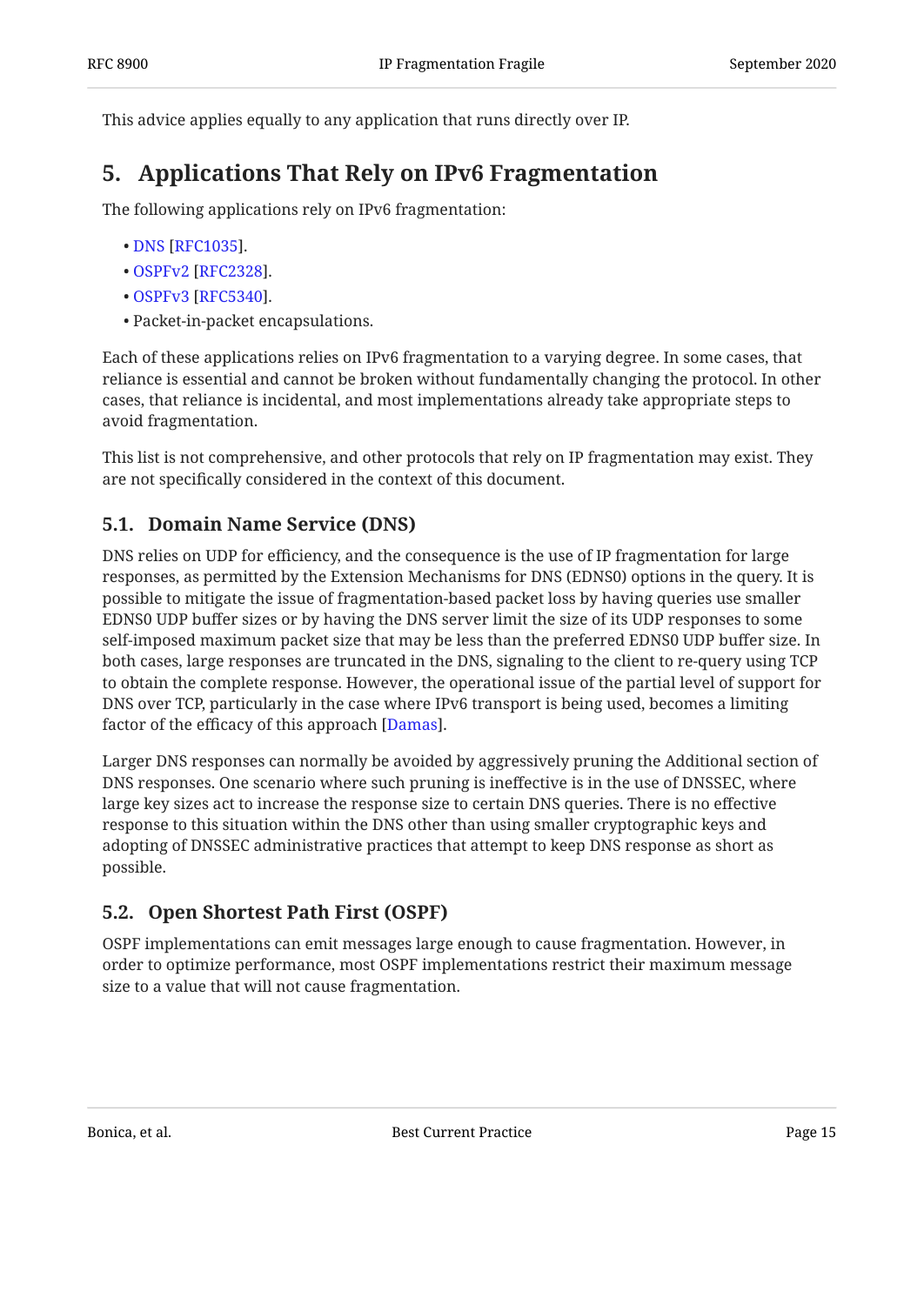This advice applies equally to any application that runs directly over IP.

## 5. Applications That Rely on IPv6 Fragmentation

The following applications rely on IPv6 fragmentation:

- DNS [RFC1035].
- OSPFv2 [RFC2328].
- OSPFv3 [RFC5340].
- Packet-in-packet encapsulations.

Each of these applications relies on IPv6 fragmentation to a varying degree. In some cases, that reliance is essential and cannot be broken without fundamentally changing the protocol. In other cases, that reliance is incidental, and most implementations already take appropriate steps to avoid fragmentation.

This list is not comprehensive, and other protocols that rely on IP fragmentation may exist. They are not specifically considered in the context of this document.

### 5.1. Domain Name Service (DNS)

DNS relies on UDP for efficiency, and the consequence is the use of IP fragmentation for large responses, as permitted by the Extension Mechanisms for DNS (EDNS0) options in the query. It is possible to mitigate the issue of fragmentation-based packet loss by having queries use smaller EDNS0 UDP buffer sizes or by having the DNS server limit the size of its UDP responses to some self-imposed maximum packet size that may be less than the preferred EDNS0 UDP buffer size. In both cases, large responses are truncated in the DNS, signaling to the client to re-query using TCP to obtain the complete response. However, the operational issue of the partial level of support for DNS over TCP, particularly in the case where IPv6 transport is being used, becomes a limiting factor of the efficacy of this approach [Damas].

Larger DNS responses can normally be avoided by aggressively pruning the Additional section of DNS responses. One scenario where such pruning is ineffective is in the use of DNSSEC, where large key sizes act to increase the response size to certain DNS queries. There is no effective response to this situation within the DNS other than using smaller cryptographic keys and adopting of DNSSEC administrative practices that attempt to keep DNS response as short as possible.

### 5.2. Open Shortest Path First (OSPF)

OSPF implementations can emit messages large enough to cause fragmentation. However, in order to optimize performance, most OSPF implementations restrict their maximum message size to a value that will not cause fragmentation.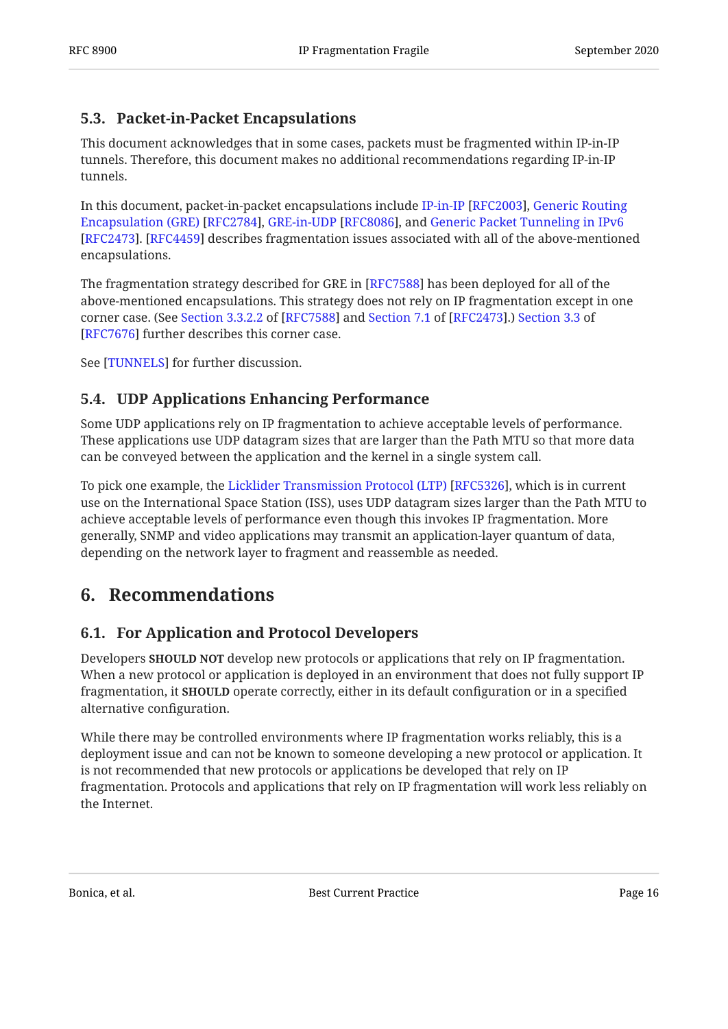### 5.3. Packet-in-Packet Encapsulations

This document acknowledges that in some cases, packets must be fragmented within IP-in-IP tunnels. Therefore, this document makes no additional recommendations regarding IP-in-IP tunnels.

In this document, packet-in-packet encapsulations include IP-in-IP [RFC2003], Generic Routing Encapsulation (GRE) [RFC2784], GRE-in-UDP [RFC8086], and Generic Packet Tunneling in IPv6 [RFC2473]. [RFC4459] describes fragmentation issues associated with all of the above-mentioned encapsulations.

The fragmentation strategy described for GRE in [RFC7588] has been deployed for all of the above-mentioned encapsulations. This strategy does not rely on IP fragmentation except in one corner case. (See Section 3.3.2.2 of [RFC7588] and Section 7.1 of [RFC2473].) Section 3.3 of [RFC7676] further describes this corner case.

See [TUNNELS] for further discussion.

### 5.4. UDP Applications Enhancing Performance

Some UDP applications rely on IP fragmentation to achieve acceptable levels of performance. These applications use UDP datagram sizes that are larger than the Path MTU so that more data can be conveyed between the application and the kernel in a single system call.

To pick one example, the Licklider Transmission Protocol (LTP) [RFC5326], which is in current use on the International Space Station (ISS), uses UDP datagram sizes larger than the Path MTU to achieve acceptable levels of performance even though this invokes IP fragmentation. More generally, SNMP and video applications may transmit an application-layer quantum of data, depending on the network layer to fragment and reassemble as needed.

## 6. Recommendations

### 6.1. For Application and Protocol Developers

Developers **SHOULD NOT** develop new protocols or applications that rely on IP fragmentation. When a new protocol or application is deployed in an environment that does not fully support IP fragmentation, it **SHOULD** operate correctly, either in its default configuration or in a specified alternative configuration.

While there may be controlled environments where IP fragmentation works reliably, this is a deployment issue and can not be known to someone developing a new protocol or application. It is not recommended that new protocols or applications be developed that rely on IP fragmentation. Protocols and applications that rely on IP fragmentation will work less reliably on the Internet.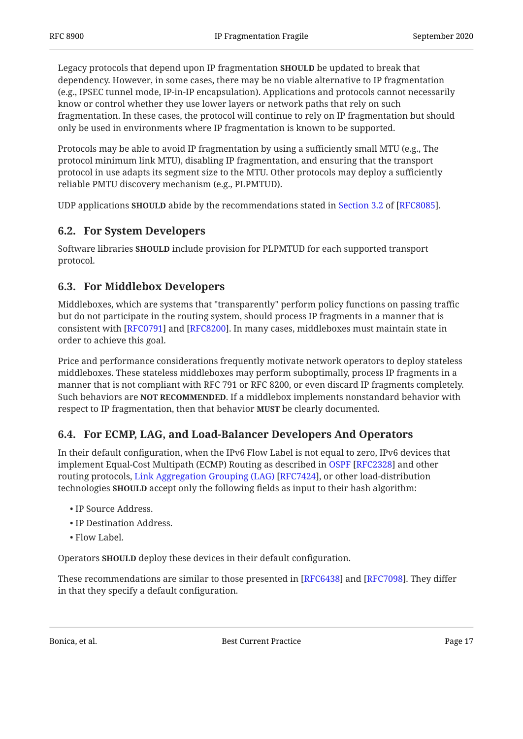Legacy protocols that depend upon IP fragmentation **SHOULD** be updated to break that dependency. However, in some cases, there may be no viable alternative to IP fragmentation (e.g., IPSEC tunnel mode, IP-in-IP encapsulation). Applications and protocols cannot necessarily know or control whether they use lower layers or network paths that rely on such fragmentation. In these cases, the protocol will continue to rely on IP fragmentation but should only be used in environments where IP fragmentation is known to be supported.

Protocols may be able to avoid IP fragmentation by using a sufficiently small MTU (e.g., The protocol minimum link MTU), disabling IP fragmentation, and ensuring that the transport protocol in use adapts its segment size to the MTU. Other protocols may deploy a sufficiently reliable PMTU discovery mechanism (e.g., PLPMTUD).

UDP applications **SHOULD** abide by the recommendations stated in Section 3.2 of [RFC8085].

## 6.2. For System Developers

Software libraries **SHOULD** include provision for PLPMTUD for each supported transport protocol.

## 6.3. For Middlebox Developers

Middleboxes, which are systems that "transparently" perform policy functions on passing traffic but do not participate in the routing system, should process IP fragments in a manner that is consistent with [RFC0791] and [RFC8200]. In many cases, middleboxes must maintain state in order to achieve this goal.

Price and performance considerations frequently motivate network operators to deploy stateless middleboxes. These stateless middleboxes may perform suboptimally, process IP fragments in a manner that is not compliant with RFC 791 or RFC 8200, or even discard IP fragments completely. Such behaviors are **NOT RECOMMENDED**. If a middlebox implements nonstandard behavior with respect to IP fragmentation, then that behavior **MUST** be clearly documented.

## 6.4. For ECMP, LAG, and Load-Balancer Developers And Operators

In their default configuration, when the IPv6 Flow Label is not equal to zero, IPv6 devices that implement Equal-Cost Multipath (ECMP) Routing as described in OSPF [RFC2328] and other routing protocols, Link Aggregation Grouping (LAG) [RFC7424], or other load-distribution technologies **SHOULD** accept only the following fields as input to their hash algorithm:

- IP Source Address.
- IP Destination Address.
- Flow Label.

Operators **SHOULD** deploy these devices in their default configuration.

These recommendations are similar to those presented in [RFC6438] and [RFC7098]. They differ in that they specify a default configuration.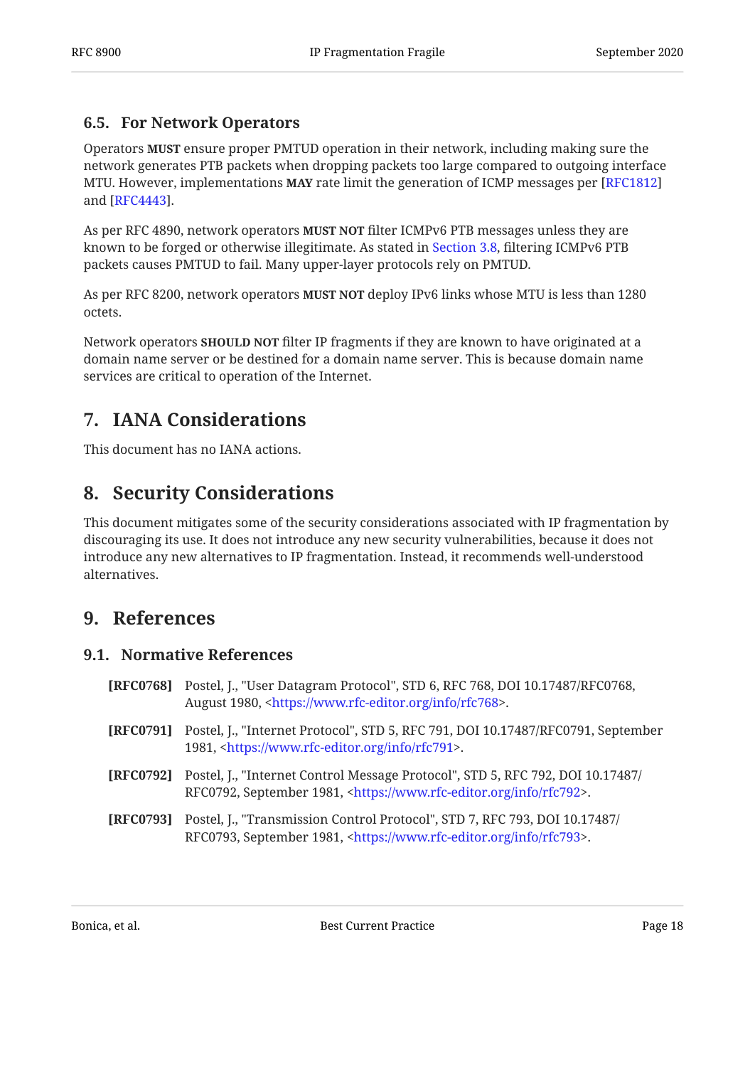### 6.5. For Network Operators

Operators **MUST** ensure proper PMTUD operation in their network, including making sure the network generates PTB packets when dropping packets too large compared to outgoing interface MTU. However, implementations **MAY** rate limit the generation of ICMP messages per [RFC1812] and [RFC4443].

As per RFC 4890, network operators **MUST NOT** filter ICMPv6 PTB messages unless they are known to be forged or otherwise illegitimate. As stated in Section 3.8, filtering ICMPv6 PTB packets causes PMTUD to fail. Many upper-layer protocols rely on PMTUD.

As per RFC 8200, network operators **MUST NOT** deploy IPv6 links whose MTU is less than 1280 octets.

Network operators **SHOULD NOT** filter IP fragments if they are known to have originated at a domain name server or be destined for a domain name server. This is because domain name services are critical to operation of the Internet.

## 7. IANA Considerations

This document has no IANA actions.

## 8. Security Considerations

This document mitigates some of the security considerations associated with IP fragmentation by discouraging its use. It does not introduce any new security vulnerabilities, because it does not introduce any new alternatives to IP fragmentation. Instead, it recommends well-understood alternatives.

## 9. References

### 9.1. Normative References

**[RFC0768]** Postel, J., "User Datagram Protocol", STD 6, RFC 768, DOI 10.17487/RFC0768, August 1980, <https://www.rfc-editor.org/info/rfc768>.

**[RFC0791]** Postel, J., "Internet Protocol", STD 5, RFC 791, DOI 10.17487/RFC0791, September 1981, <https://www.rfc-editor.org/info/rfc791>.

**[RFC0792]** Postel, J., "Internet Control Message Protocol", STD 5, RFC 792, DOI 10.17487/RFC0792, September 1981, <https://www.rfc-editor.org/info/rfc792>.

**[RFC0793]** Postel, J., "Transmission Control Protocol", STD 7, RFC 793, DOI 10.17487/RFC0793, September 1981, <https://www.rfc-editor.org/info/rfc793>.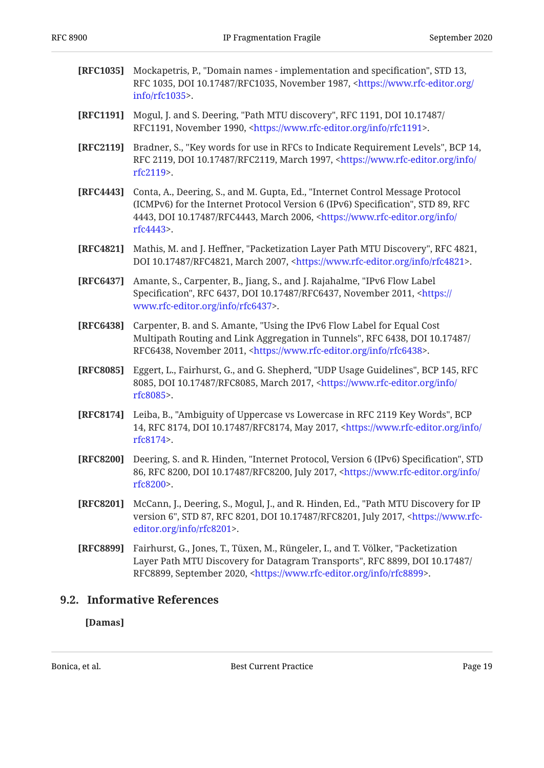**[RFC1035]** Mockapetris, P., "Domain names - implementation and specification", STD 13, RFC 1035, DOI 10.17487/RFC1035, November 1987, <https://www.rfc-editor.org/info/rfc1035>.

**[RFC1191]** Mogul, J. and S. Deering, "Path MTU discovery", RFC 1191, DOI 10.17487/RFC1191, November 1990, <https://www.rfc-editor.org/info/rfc1191>.

**[RFC2119]** Bradner, S., "Key words for use in RFCs to Indicate Requirement Levels", BCP 14, RFC 2119, DOI 10.17487/RFC2119, March 1997, <https://www.rfc-editor.org/info/rfc2119>.

**[RFC4443]** Conta, A., Deering, S., and M. Gupta, Ed., "Internet Control Message Protocol (ICMPv6) for the Internet Protocol Version 6 (IPv6) Specification", STD 89, RFC 4443, DOI 10.17487/RFC4443, March 2006, <https://www.rfc-editor.org/info/rfc4443>.

**[RFC4821]** Mathis, M. and J. Heffner, "Packetization Layer Path MTU Discovery", RFC 4821, DOI 10.17487/RFC4821, March 2007, <https://www.rfc-editor.org/info/rfc4821>.

**[RFC6437]** Amante, S., Carpenter, B., Jiang, S., and J. Rajahalme, "IPv6 Flow Label Specification", RFC 6437, DOI 10.17487/RFC6437, November 2011, <https://www.rfc-editor.org/info/rfc6437>.

**[RFC6438]** Carpenter, B. and S. Amante, "Using the IPv6 Flow Label for Equal Cost Multipath Routing and Link Aggregation in Tunnels", RFC 6438, DOI 10.17487/RFC6438, November 2011, <https://www.rfc-editor.org/info/rfc6438>.

**[RFC8085]** Eggert, L., Fairhurst, G., and G. Shepherd, "UDP Usage Guidelines", BCP 145, RFC 8085, DOI 10.17487/RFC8085, March 2017, <https://www.rfc-editor.org/info/rfc8085>.

**[RFC8174]** Leiba, B., "Ambiguity of Uppercase vs Lowercase in RFC 2119 Key Words", BCP 14, RFC 8174, DOI 10.17487/RFC8174, May 2017, <https://www.rfc-editor.org/info/rfc8174>.

**[RFC8200]** Deering, S. and R. Hinden, "Internet Protocol, Version 6 (IPv6) Specification", STD 86, RFC 8200, DOI 10.17487/RFC8200, July 2017, <https://www.rfc-editor.org/info/rfc8200>.

**[RFC8201]** McCann, J., Deering, S., Mogul, J., and R. Hinden, Ed., "Path MTU Discovery for IP version 6", STD 87, RFC 8201, DOI 10.17487/RFC8201, July 2017, <https://www.rfc-editor.org/info/rfc8201>.

**[RFC8899]** Fairhurst, G., Jones, T., Tüxen, M., Rüngeler, I., and T. Völker, "Packetization Layer Path MTU Discovery for Datagram Transports", RFC 8899, DOI 10.17487/RFC8899, September 2020, <https://www.rfc-editor.org/info/rfc8899>.

## 9.2. Informative References

**[Damas]**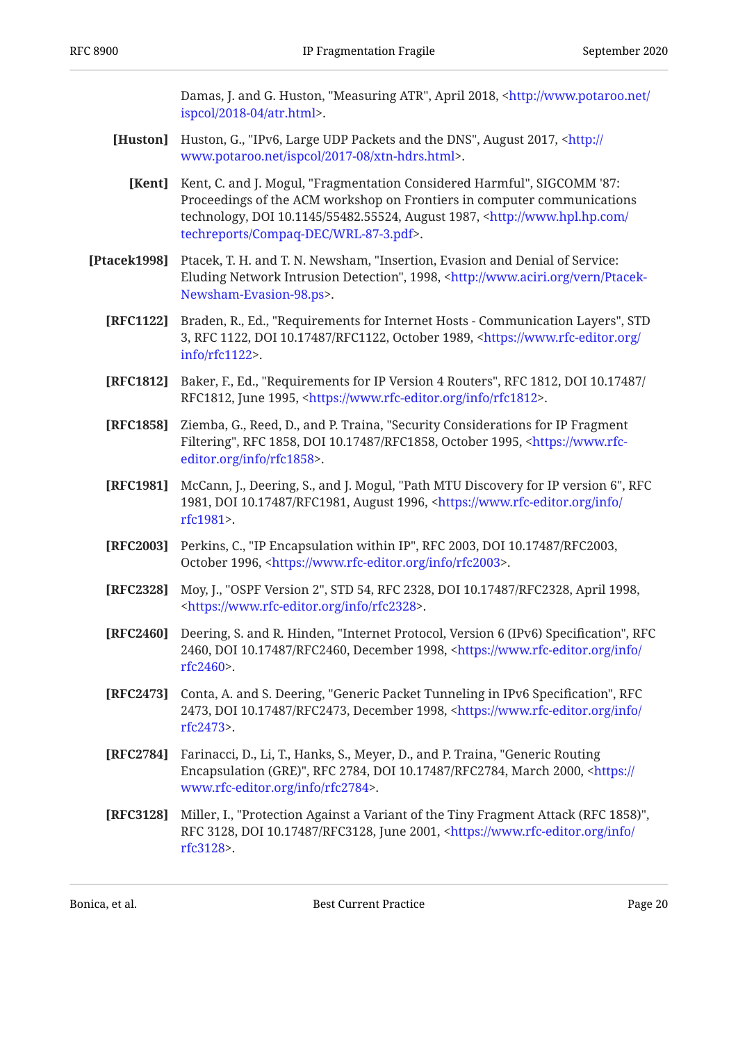Damas, J. and G. Huston, "Measuring ATR", April 2018, <http://www.potaroo.net/ispcol/2018-04/atr.html>.

**[Huston]** Huston, G., "IPv6, Large UDP Packets and the DNS", August 2017, <http://www.potaroo.net/ispcol/2017-08/xtn-hdrs.html>.

**[Kent]** Kent, C. and J. Mogul, "Fragmentation Considered Harmful", SIGCOMM '87: Proceedings of the ACM workshop on Frontiers in computer communications technology, DOI 10.1145/55482.55524, August 1987, <http://www.hpl.hp.com/techreports/Compaq-DEC/WRL-87-3.pdf>.

**[Ptacek1998]** Ptacek, T. H. and T. N. Newsham, "Insertion, Evasion and Denial of Service: Eluding Network Intrusion Detection", 1998, <http://www.aciri.org/vern/Ptacek-Newsham-Evasion-98.ps>.

**[RFC1122]** Braden, R., Ed., "Requirements for Internet Hosts - Communication Layers", STD 3, RFC 1122, DOI 10.17487/RFC1122, October 1989, <https://www.rfc-editor.org/info/rfc1122>.

**[RFC1812]** Baker, F., Ed., "Requirements for IP Version 4 Routers", RFC 1812, DOI 10.17487/RFC1812, June 1995, <https://www.rfc-editor.org/info/rfc1812>.

**[RFC1858]** Ziemba, G., Reed, D., and P. Traina, "Security Considerations for IP Fragment Filtering", RFC 1858, DOI 10.17487/RFC1858, October 1995, <https://www.rfc-editor.org/info/rfc1858>.

**[RFC1981]** McCann, J., Deering, S., and J. Mogul, "Path MTU Discovery for IP version 6", RFC 1981, DOI 10.17487/RFC1981, August 1996, <https://www.rfc-editor.org/info/rfc1981>.

**[RFC2003]** Perkins, C., "IP Encapsulation within IP", RFC 2003, DOI 10.17487/RFC2003, October 1996, <https://www.rfc-editor.org/info/rfc2003>.

**[RFC2328]** Moy, J., "OSPF Version 2", STD 54, RFC 2328, DOI 10.17487/RFC2328, April 1998, <https://www.rfc-editor.org/info/rfc2328>.

**[RFC2460]** Deering, S. and R. Hinden, "Internet Protocol, Version 6 (IPv6) Specification", RFC 2460, DOI 10.17487/RFC2460, December 1998, <https://www.rfc-editor.org/info/rfc2460>.

**[RFC2473]** Conta, A. and S. Deering, "Generic Packet Tunneling in IPv6 Specification", RFC 2473, DOI 10.17487/RFC2473, December 1998, <https://www.rfc-editor.org/info/rfc2473>.

**[RFC2784]** Farinacci, D., Li, T., Hanks, S., Meyer, D., and P. Traina, "Generic Routing Encapsulation (GRE)", RFC 2784, DOI 10.17487/RFC2784, March 2000, <https://www.rfc-editor.org/info/rfc2784>.

**[RFC3128]** Miller, I., "Protection Against a Variant of the Tiny Fragment Attack (RFC 1858)", RFC 3128, DOI 10.17487/RFC3128, June 2001, <https://www.rfc-editor.org/info/rfc3128>.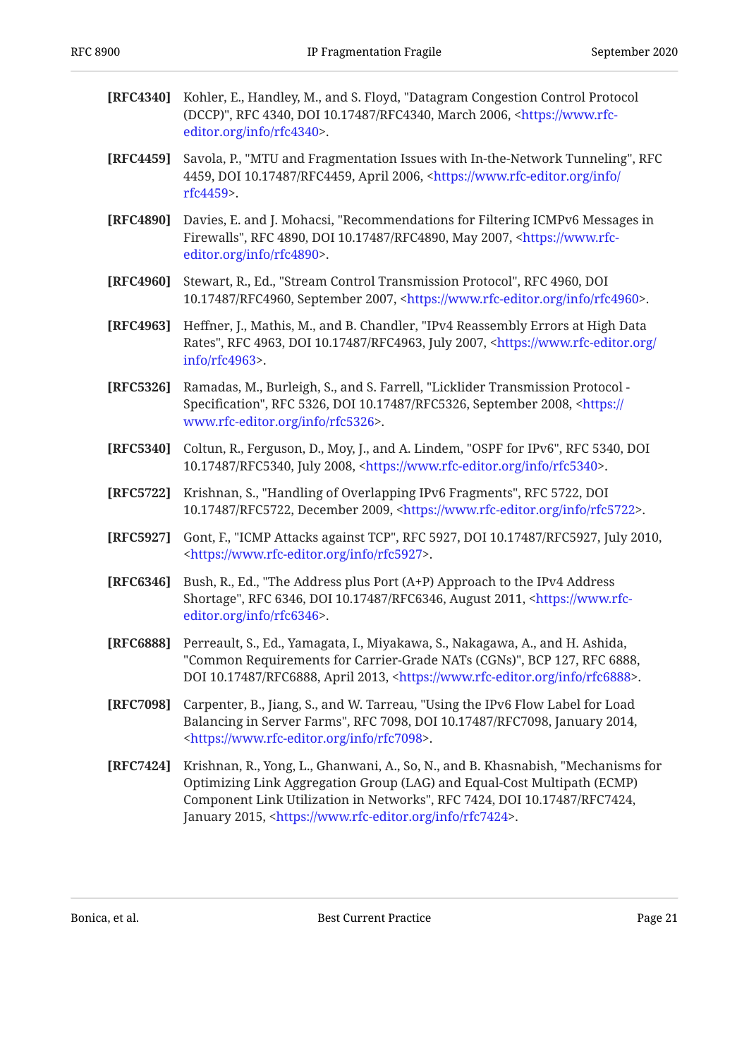**[RFC4340]** Kohler, E., Handley, M., and S. Floyd, "Datagram Congestion Control Protocol (DCCP)", RFC 4340, DOI 10.17487/RFC4340, March 2006, <https://www.rfc-editor.org/info/rfc4340>.

**[RFC4459]** Savola, P., "MTU and Fragmentation Issues with In-the-Network Tunneling", RFC 4459, DOI 10.17487/RFC4459, April 2006, <https://www.rfc-editor.org/info/rfc4459>.

**[RFC4890]** Davies, E. and J. Mohacsi, "Recommendations for Filtering ICMPv6 Messages in Firewalls", RFC 4890, DOI 10.17487/RFC4890, May 2007, <https://www.rfc-editor.org/info/rfc4890>.

**[RFC4960]** Stewart, R., Ed., "Stream Control Transmission Protocol", RFC 4960, DOI 10.17487/RFC4960, September 2007, <https://www.rfc-editor.org/info/rfc4960>.

**[RFC4963]** Heffner, J., Mathis, M., and B. Chandler, "IPv4 Reassembly Errors at High Data Rates", RFC 4963, DOI 10.17487/RFC4963, July 2007, <https://www.rfc-editor.org/info/rfc4963>.

**[RFC5326]** Ramadas, M., Burleigh, S., and S. Farrell, "Licklider Transmission Protocol - Specification", RFC 5326, DOI 10.17487/RFC5326, September 2008, <https://www.rfc-editor.org/info/rfc5326>.

**[RFC5340]** Coltun, R., Ferguson, D., Moy, J., and A. Lindem, "OSPF for IPv6", RFC 5340, DOI 10.17487/RFC5340, July 2008, <https://www.rfc-editor.org/info/rfc5340>.

**[RFC5722]** Krishnan, S., "Handling of Overlapping IPv6 Fragments", RFC 5722, DOI 10.17487/RFC5722, December 2009, <https://www.rfc-editor.org/info/rfc5722>.

**[RFC5927]** Gont, F., "ICMP Attacks against TCP", RFC 5927, DOI 10.17487/RFC5927, July 2010, <https://www.rfc-editor.org/info/rfc5927>.

**[RFC6346]** Bush, R., Ed., "The Address plus Port (A+P) Approach to the IPv4 Address Shortage", RFC 6346, DOI 10.17487/RFC6346, August 2011, <https://www.rfc-editor.org/info/rfc6346>.

**[RFC6888]** Perreault, S., Ed., Yamagata, I., Miyakawa, S., Nakagawa, A., and H. Ashida, "Common Requirements for Carrier-Grade NATs (CGNs)", BCP 127, RFC 6888, DOI 10.17487/RFC6888, April 2013, <https://www.rfc-editor.org/info/rfc6888>.

**[RFC7098]** Carpenter, B., Jiang, S., and W. Tarreau, "Using the IPv6 Flow Label for Load Balancing in Server Farms", RFC 7098, DOI 10.17487/RFC7098, January 2014, <https://www.rfc-editor.org/info/rfc7098>.

**[RFC7424]** Krishnan, R., Yong, L., Ghanwani, A., So, N., and B. Khasnabish, "Mechanisms for Optimizing Link Aggregation Group (LAG) and Equal-Cost Multipath (ECMP) Component Link Utilization in Networks", RFC 7424, DOI 10.17487/RFC7424, January 2015, <https://www.rfc-editor.org/info/rfc7424>.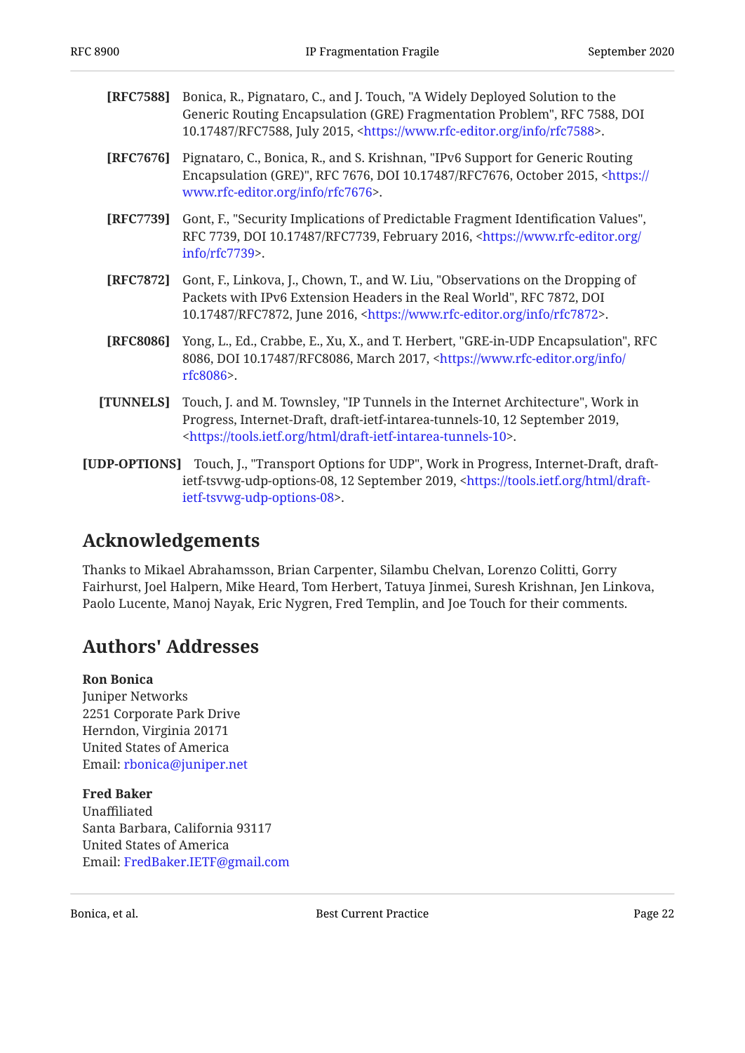**[RFC7588]** Bonica, R., Pignataro, C., and J. Touch, "A Widely Deployed Solution to the Generic Routing Encapsulation (GRE) Fragmentation Problem", RFC 7588, DOI 10.17487/RFC7588, July 2015, <https://www.rfc-editor.org/info/rfc7588>.

**[RFC7676]** Pignataro, C., Bonica, R., and S. Krishnan, "IPv6 Support for Generic Routing Encapsulation (GRE)", RFC 7676, DOI 10.17487/RFC7676, October 2015, <https://www.rfc-editor.org/info/rfc7676>.

**[RFC7739]** Gont, F., "Security Implications of Predictable Fragment Identification Values", RFC 7739, DOI 10.17487/RFC7739, February 2016, <https://www.rfc-editor.org/info/rfc7739>.

**[RFC7872]** Gont, F., Linkova, J., Chown, T., and W. Liu, "Observations on the Dropping of Packets with IPv6 Extension Headers in the Real World", RFC 7872, DOI 10.17487/RFC7872, June 2016, <https://www.rfc-editor.org/info/rfc7872>.

**[RFC8086]** Yong, L., Ed., Crabbe, E., Xu, X., and T. Herbert, "GRE-in-UDP Encapsulation", RFC 8086, DOI 10.17487/RFC8086, March 2017, <https://www.rfc-editor.org/info/rfc8086>.

**[TUNNELS]** Touch, J. and M. Townsley, "IP Tunnels in the Internet Architecture", Work in Progress, Internet-Draft, draft-ietf-intarea-tunnels-10, 12 September 2019, <https://tools.ietf.org/html/draft-ietf-intarea-tunnels-10>.

**[UDP-OPTIONS]** Touch, J., "Transport Options for UDP", Work in Progress, Internet-Draft, draft-ietf-tsvwg-udp-options-08, 12 September 2019, <https://tools.ietf.org/html/draft-ietf-tsvwg-udp-options-08>.

## Acknowledgements

Thanks to Mikael Abrahamsson, Brian Carpenter, Silambu Chelvan, Lorenzo Colitti, Gorry Fairhurst, Joel Halpern, Mike Heard, Tom Herbert, Tatuya Jinmei, Suresh Krishnan, Jen Linkova, Paolo Lucente, Manoj Nayak, Eric Nygren, Fred Templin, and Joe Touch for their comments.

## Authors' Addresses

**Ron Bonica**
Juniper Networks
2251 Corporate Park Drive
Herndon, Virginia 20171
United States of America
Email: rbonica@juniper.net

**Fred Baker**
Unaffiliated
Santa Barbara, California 93117
United States of America
Email: FredBaker.IETF@gmail.com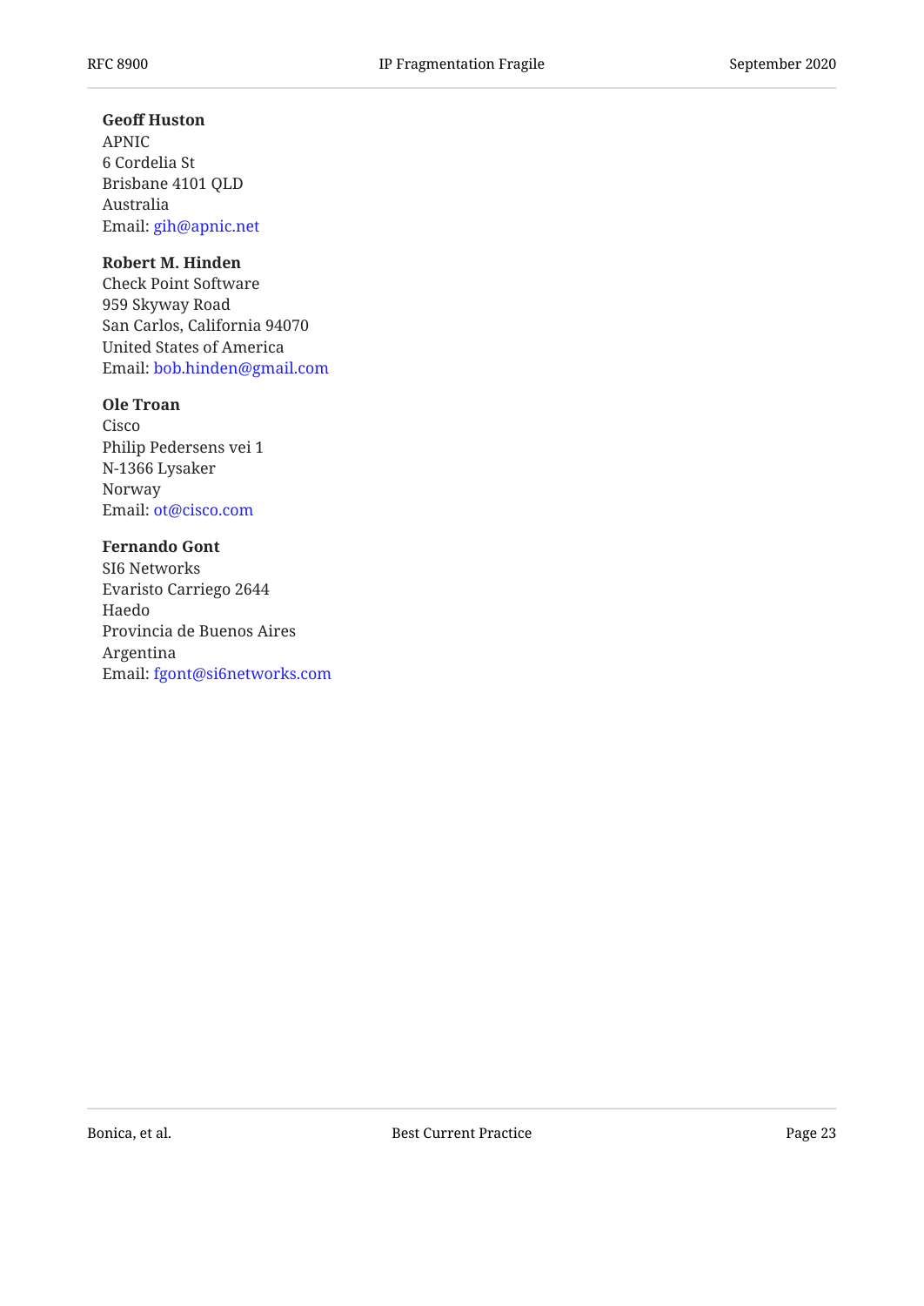**Geoff Huston**
APNIC
6 Cordelia St
Brisbane 4101 QLD
Australia
Email: gih@apnic.net

**Robert M. Hinden**
Check Point Software
959 Skyway Road
San Carlos, California 94070
United States of America
Email: bob.hinden@gmail.com

**Ole Troan**
Cisco
Philip Pedersens vei 1
N-1366 Lysaker
Norway
Email: ot@cisco.com

**Fernando Gont**
SI6 Networks
Evaristo Carriego 2644
Haedo
Provincia de Buenos Aires
Argentina
Email: fgont@si6networks.com